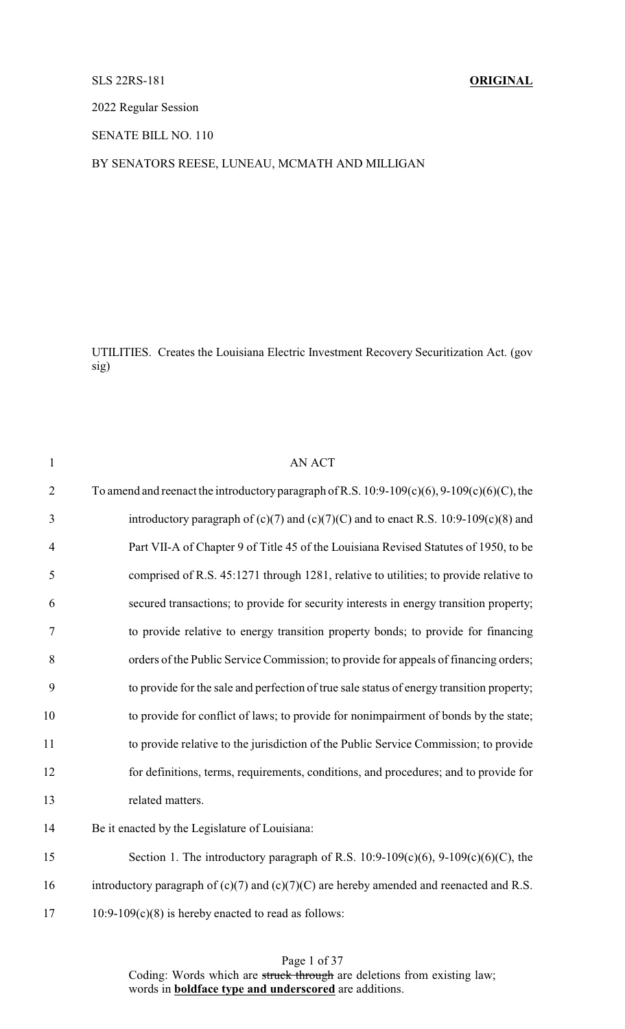SLS 22RS-181 **ORIGINAL**

2022 Regular Session

SENATE BILL NO. 110

BY SENATORS REESE, LUNEAU, MCMATH AND MILLIGAN

UTILITIES. Creates the Louisiana Electric Investment Recovery Securitization Act. (gov sig)

AN ACT

To amend and reenact the introductory paragraph of R.S. 10:9-109(c)(6), 9-109(c)(6)(C), the introductory paragraph of (c)(7) and (c)(7)(C) and to enact R.S. 10:9-109(c)(8) and Part VII-A of Chapter 9 of Title 45 of the Louisiana Revised Statutes of 1950, to be comprised of R.S. 45:1271 through 1281, relative to utilities; to provide relative to secured transactions; to provide for security interests in energy transition property; to provide relative to energy transition property bonds; to provide for financing orders of the Public Service Commission; to provide for appeals of financing orders; to provide for the sale and perfection of true sale status of energy transition property; to provide for conflict of laws; to provide for nonimpairment of bonds by the state; to provide relative to the jurisdiction of the Public Service Commission; to provide for definitions, terms, requirements, conditions, and procedures; and to provide for related matters.

Be it enacted by the Legislature of Louisiana:

Section 1. The introductory paragraph of R.S. 10:9-109(c)(6), 9-109(c)(6)(C), the introductory paragraph of (c)(7) and (c)(7)(C) are hereby amended and reenacted and R.S. 10:9-109(c)(8) is hereby enacted to read as follows:

Coding: Words which are ~~struck through~~ are deletions from existing law; words in **boldface type and underscored** are additions.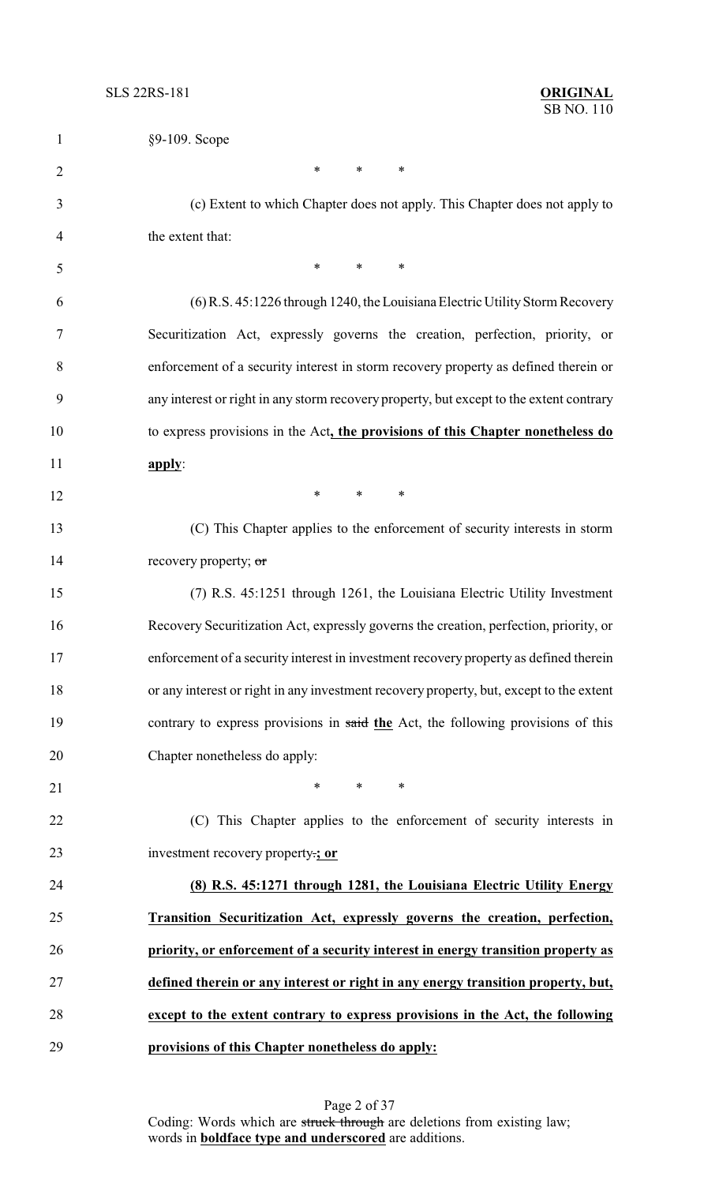§9-109. Scope

\* \* \*

(c) Extent to which Chapter does not apply. This Chapter does not apply to the extent that:

\* \* \*

(6) R.S. 45:1226 through 1240, the Louisiana Electric Utility Storm Recovery Securitization Act, expressly governs the creation, perfection, priority, or enforcement of a security interest in storm recovery property as defined therein or any interest or right in any storm recovery property, but except to the extent contrary to express provisions in the Act**, the provisions of this Chapter nonetheless do apply**:

\* \* \*

(C) This Chapter applies to the enforcement of security interests in storm recovery property; ~~or~~

(7) R.S. 45:1251 through 1261, the Louisiana Electric Utility Investment Recovery Securitization Act, expressly governs the creation, perfection, priority, or enforcement of a security interest in investment recovery property as defined therein or any interest or right in any investment recovery property, but, except to the extent contrary to express provisions in ~~said~~ **the** Act, the following provisions of this Chapter nonetheless do apply:

\* \* \*

(C) This Chapter applies to the enforcement of security interests in investment recovery property~~.~~**; or**

**(8) R.S. 45:1271 through 1281, the Louisiana Electric Utility Energy Transition Securitization Act, expressly governs the creation, perfection, priority, or enforcement of a security interest in energy transition property as defined therein or any interest or right in any energy transition property, but, except to the extent contrary to express provisions in the Act, the following provisions of this Chapter nonetheless do apply:**

Coding: Words which are ~~struck through~~ are deletions from existing law; words in **boldface type and underscored** are additions.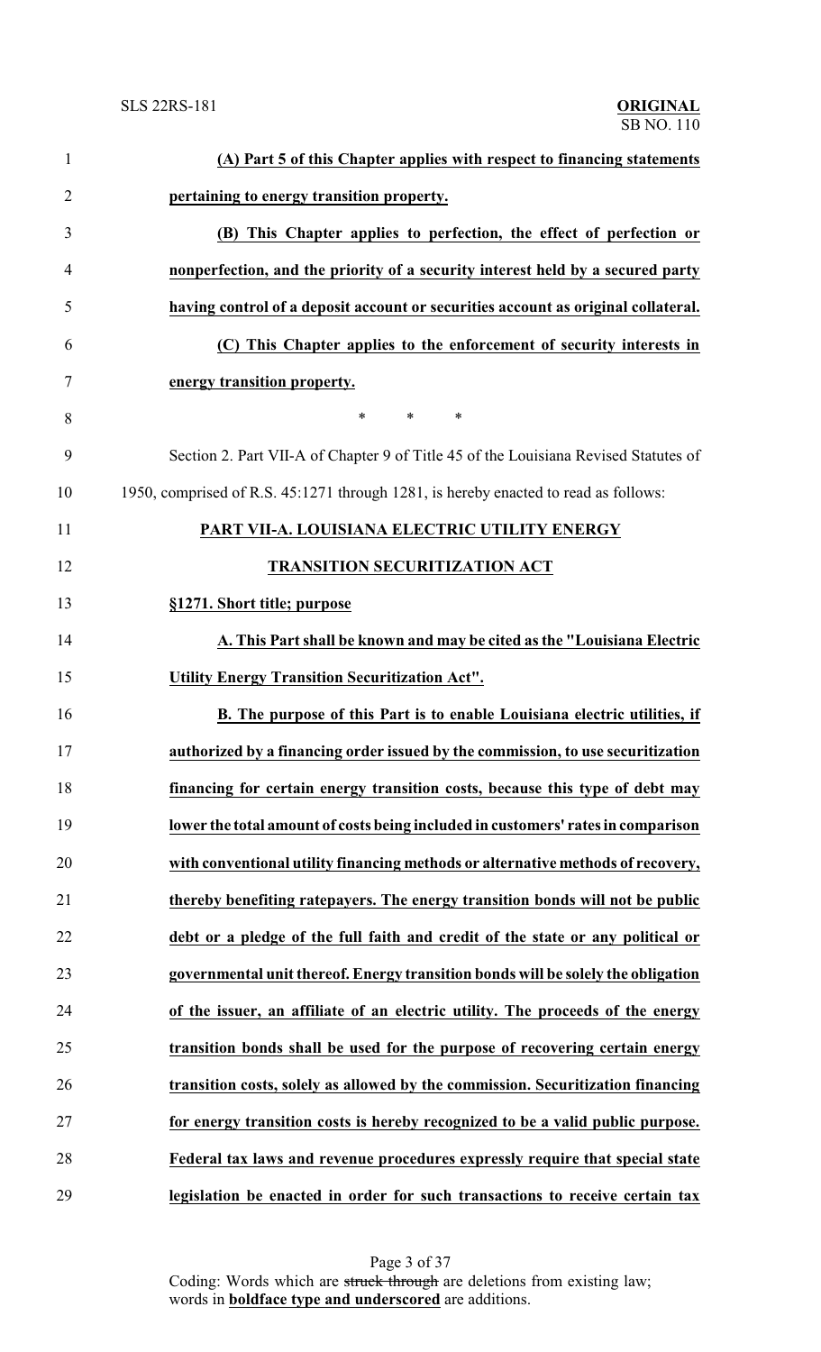**(A) Part 5 of this Chapter applies with respect to financing statements pertaining to energy transition property.**

**(B) This Chapter applies to perfection, the effect of perfection or nonperfection, and the priority of a security interest held by a secured party having control of a deposit account or securities account as original collateral.**

**(C) This Chapter applies to the enforcement of security interests in energy transition property.**

\* \* \*

Section 2. Part VII-A of Chapter 9 of Title 45 of the Louisiana Revised Statutes of 1950, comprised of R.S. 45:1271 through 1281, is hereby enacted to read as follows:

**PART VII-A. LOUISIANA ELECTRIC UTILITY ENERGY TRANSITION SECURITIZATION ACT**

**§1271. Short title; purpose**

**A. This Part shall be known and may be cited as the "Louisiana Electric Utility Energy Transition Securitization Act".**

**B. The purpose of this Part is to enable Louisiana electric utilities, if authorized by a financing order issued by the commission, to use securitization financing for certain energy transition costs, because this type of debt may lower the total amount of costs being included in customers' rates in comparison with conventional utility financing methods or alternative methods of recovery, thereby benefiting ratepayers. The energy transition bonds will not be public debt or a pledge of the full faith and credit of the state or any political or governmental unit thereof. Energy transition bonds will be solely the obligation of the issuer, an affiliate of an electric utility. The proceeds of the energy transition bonds shall be used for the purpose of recovering certain energy transition costs, solely as allowed by the commission. Securitization financing for energy transition costs is hereby recognized to be a valid public purpose. Federal tax laws and revenue procedures expressly require that special state legislation be enacted in order for such transactions to receive certain tax**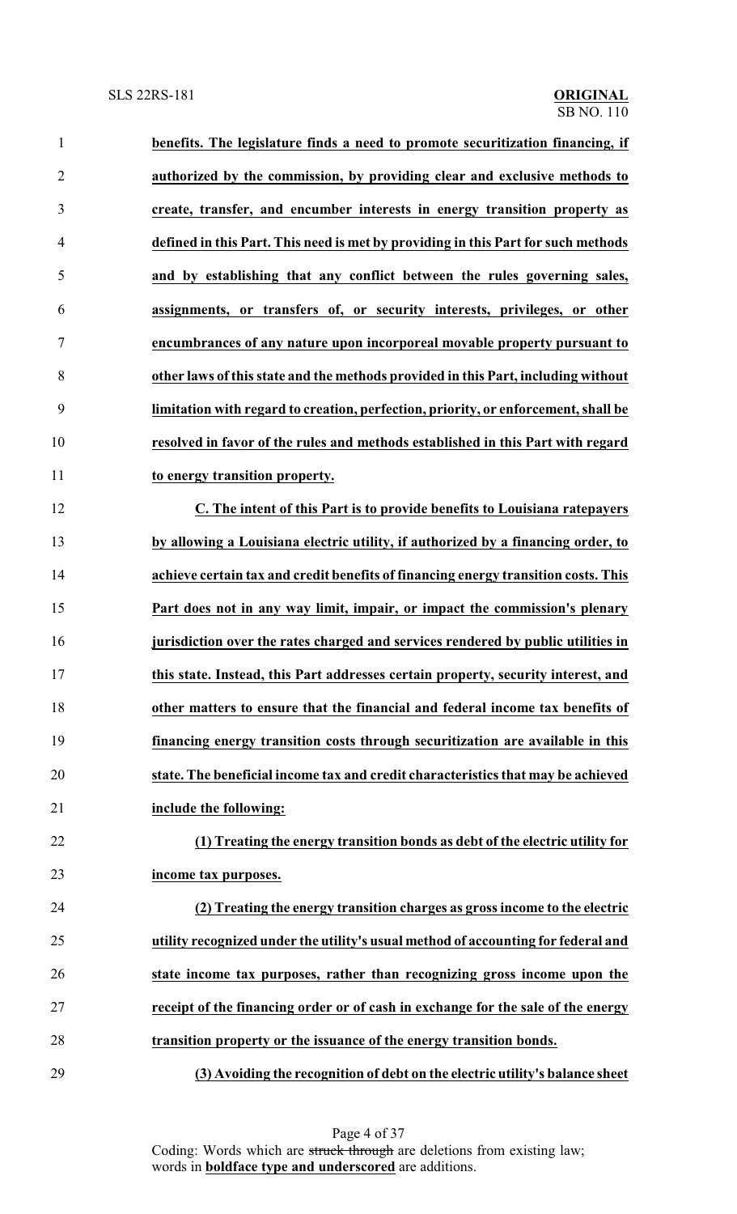**benefits. The legislature finds a need to promote securitization financing, if authorized by the commission, by providing clear and exclusive methods to create, transfer, and encumber interests in energy transition property as defined in this Part. This need is met by providing in this Part for such methods and by establishing that any conflict between the rules governing sales, assignments, or transfers of, or security interests, privileges, or other encumbrances of any nature upon incorporeal movable property pursuant to other laws of this state and the methods provided in this Part, including without limitation with regard to creation, perfection, priority, or enforcement, shall be resolved in favor of the rules and methods established in this Part with regard to energy transition property.**

**C. The intent of this Part is to provide benefits to Louisiana ratepayers by allowing a Louisiana electric utility, if authorized by a financing order, to achieve certain tax and credit benefits of financing energy transition costs. This Part does not in any way limit, impair, or impact the commission's plenary jurisdiction over the rates charged and services rendered by public utilities in this state. Instead, this Part addresses certain property, security interest, and other matters to ensure that the financial and federal income tax benefits of financing energy transition costs through securitization are available in this state. The beneficial income tax and credit characteristics that may be achieved include the following:**

**(1) Treating the energy transition bonds as debt of the electric utility for income tax purposes.**

**(2) Treating the energy transition charges as gross income to the electric utility recognized under the utility's usual method of accounting for federal and state income tax purposes, rather than recognizing gross income upon the receipt of the financing order or of cash in exchange for the sale of the energy transition property or the issuance of the energy transition bonds.**

**(3) Avoiding the recognition of debt on the electric utility's balance sheet**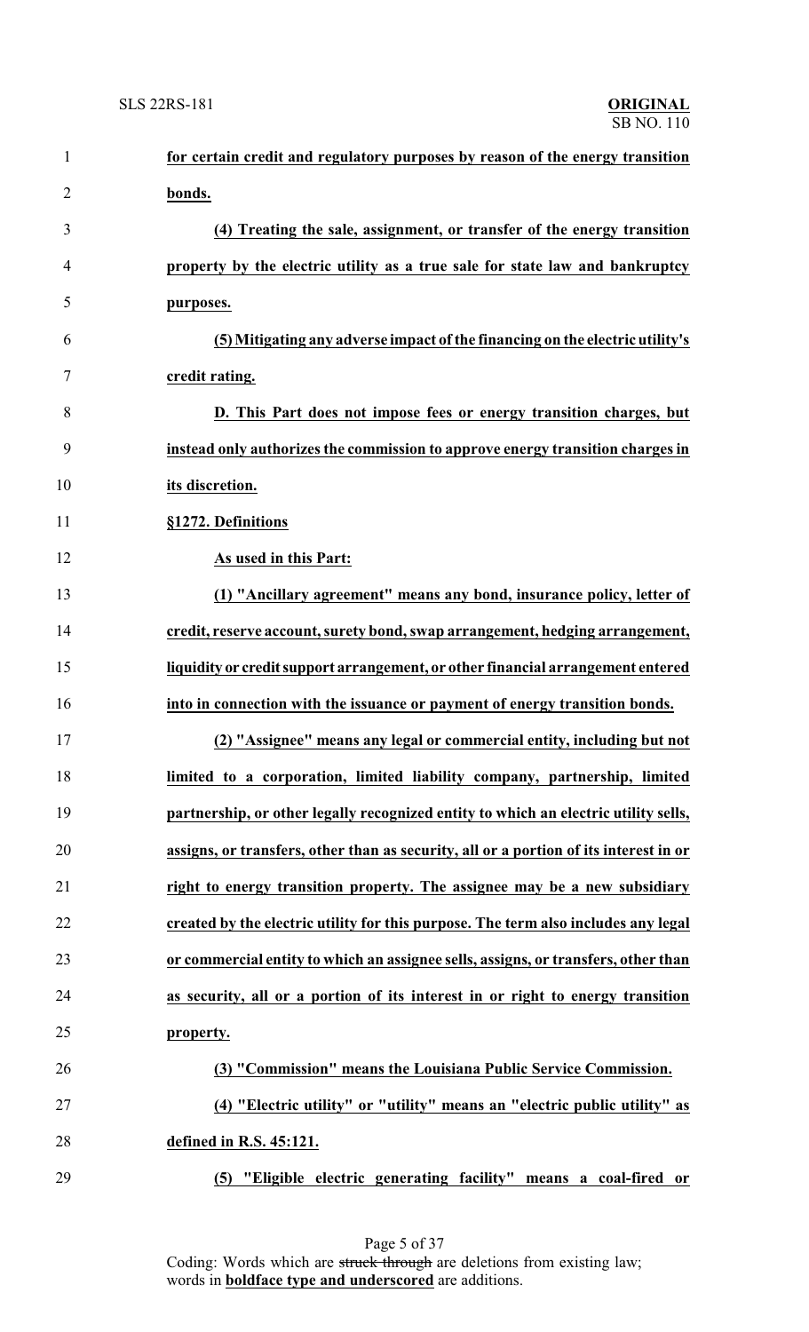**for certain credit and regulatory purposes by reason of the energy transition bonds.**

**(4) Treating the sale, assignment, or transfer of the energy transition property by the electric utility as a true sale for state law and bankruptcy purposes.**

**(5) Mitigating any adverse impact of the financing on the electric utility's credit rating.**

**D. This Part does not impose fees or energy transition charges, but instead only authorizes the commission to approve energy transition charges in its discretion.**

**§1272. Definitions**

**As used in this Part:**

**(1) "Ancillary agreement" means any bond, insurance policy, letter of credit, reserve account, surety bond, swap arrangement, hedging arrangement, liquidity or credit support arrangement, or other financial arrangement entered into in connection with the issuance or payment of energy transition bonds.**

**(2) "Assignee" means any legal or commercial entity, including but not limited to a corporation, limited liability company, partnership, limited partnership, or other legally recognized entity to which an electric utility sells, assigns, or transfers, other than as security, all or a portion of its interest in or right to energy transition property. The assignee may be a new subsidiary created by the electric utility for this purpose. The term also includes any legal or commercial entity to which an assignee sells, assigns, or transfers, other than as security, all or a portion of its interest in or right to energy transition property.**

**(3) "Commission" means the Louisiana Public Service Commission.**

**(4) "Electric utility" or "utility" means an "electric public utility" as defined in R.S. 45:121.**

**(5) "Eligible electric generating facility" means a coal-fired or**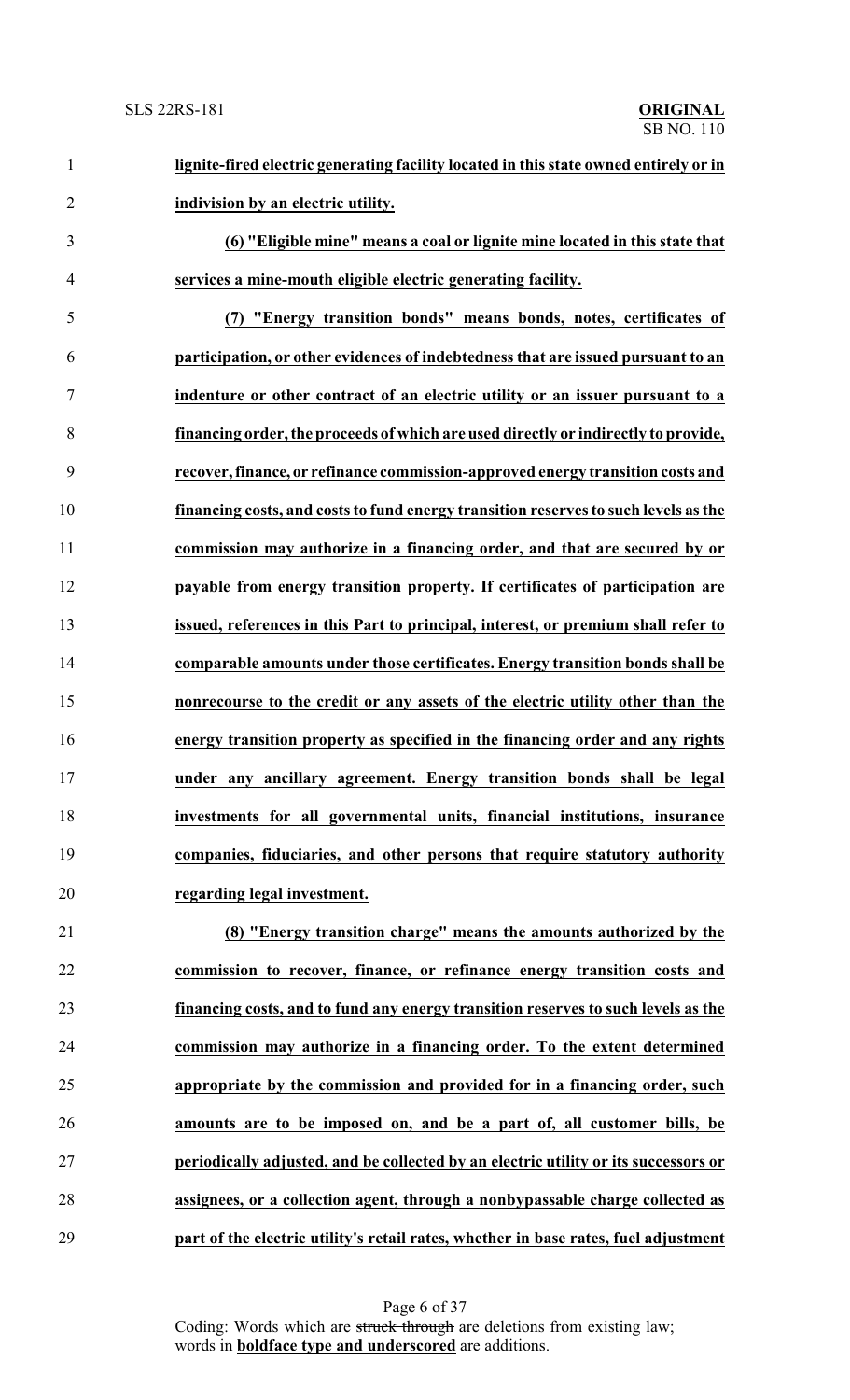**lignite-fired electric generating facility located in this state owned entirely or in indivision by an electric utility.**

**(6) "Eligible mine" means a coal or lignite mine located in this state that services a mine-mouth eligible electric generating facility.**

**(7) "Energy transition bonds" means bonds, notes, certificates of participation, or other evidences of indebtedness that are issued pursuant to an indenture or other contract of an electric utility or an issuer pursuant to a financing order, the proceeds of which are used directly or indirectly to provide, recover, finance, or refinance commission-approved energy transition costs and financing costs, and costs to fund energy transition reserves to such levels as the commission may authorize in a financing order, and that are secured by or payable from energy transition property. If certificates of participation are issued, references in this Part to principal, interest, or premium shall refer to comparable amounts under those certificates. Energy transition bonds shall be nonrecourse to the credit or any assets of the electric utility other than the energy transition property as specified in the financing order and any rights under any ancillary agreement. Energy transition bonds shall be legal investments for all governmental units, financial institutions, insurance companies, fiduciaries, and other persons that require statutory authority regarding legal investment.**

**(8) "Energy transition charge" means the amounts authorized by the commission to recover, finance, or refinance energy transition costs and financing costs, and to fund any energy transition reserves to such levels as the commission may authorize in a financing order. To the extent determined appropriate by the commission and provided for in a financing order, such amounts are to be imposed on, and be a part of, all customer bills, be periodically adjusted, and be collected by an electric utility or its successors or assignees, or a collection agent, through a nonbypassable charge collected as part of the electric utility's retail rates, whether in base rates, fuel adjustment**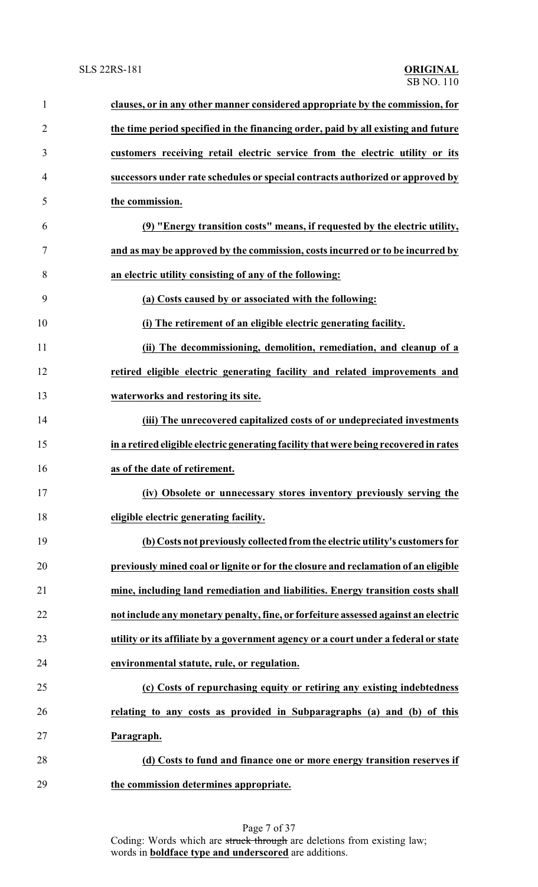**clauses, or in any other manner considered appropriate by the commission, for the time period specified in the financing order, paid by all existing and future customers receiving retail electric service from the electric utility or its successors under rate schedules or special contracts authorized or approved by the commission.**

**(9) "Energy transition costs" means, if requested by the electric utility, and as may be approved by the commission, costs incurred or to be incurred by an electric utility consisting of any of the following:**

**(a) Costs caused by or associated with the following:**

**(i) The retirement of an eligible electric generating facility.**

**(ii) The decommissioning, demolition, remediation, and cleanup of a retired eligible electric generating facility and related improvements and waterworks and restoring its site.**

**(iii) The unrecovered capitalized costs of or undepreciated investments in a retired eligible electric generating facility that were being recovered in rates as of the date of retirement.**

**(iv) Obsolete or unnecessary stores inventory previously serving the eligible electric generating facility.**

**(b) Costs not previously collected from the electric utility's customers for previously mined coal or lignite or for the closure and reclamation of an eligible mine, including land remediation and liabilities. Energy transition costs shall not include any monetary penalty, fine, or forfeiture assessed against an electric utility or its affiliate by a government agency or a court under a federal or state environmental statute, rule, or regulation.**

**(c) Costs of repurchasing equity or retiring any existing indebtedness relating to any costs as provided in Subparagraphs (a) and (b) of this Paragraph.**

**(d) Costs to fund and finance one or more energy transition reserves if the commission determines appropriate.**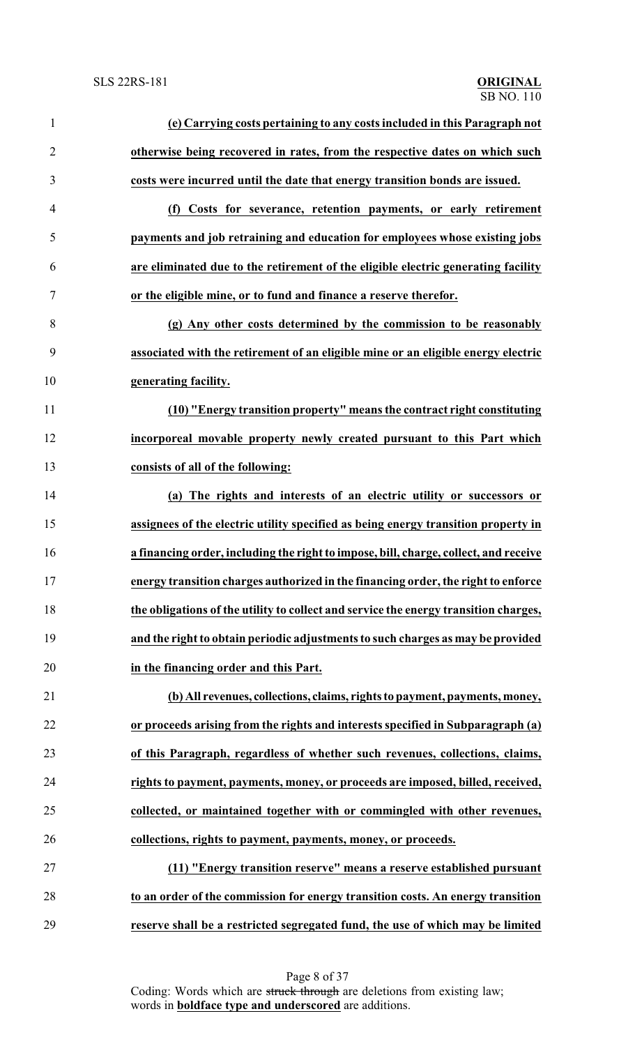**(e) Carrying costs pertaining to any costs included in this Paragraph not otherwise being recovered in rates, from the respective dates on which such costs were incurred until the date that energy transition bonds are issued.**

**(f) Costs for severance, retention payments, or early retirement payments and job retraining and education for employees whose existing jobs are eliminated due to the retirement of the eligible electric generating facility or the eligible mine, or to fund and finance a reserve therefor.**

**(g) Any other costs determined by the commission to be reasonably associated with the retirement of an eligible mine or an eligible energy electric generating facility.**

**(10) "Energy transition property" means the contract right constituting incorporeal movable property newly created pursuant to this Part which consists of all of the following:**

**(a) The rights and interests of an electric utility or successors or assignees of the electric utility specified as being energy transition property in a financing order, including the right to impose, bill, charge, collect, and receive energy transition charges authorized in the financing order, the right to enforce the obligations of the utility to collect and service the energy transition charges, and the right to obtain periodic adjustments to such charges as may be provided in the financing order and this Part.**

**(b) All revenues, collections, claims, rights to payment, payments, money, or proceeds arising from the rights and interests specified in Subparagraph (a) of this Paragraph, regardless of whether such revenues, collections, claims, rights to payment, payments, money, or proceeds are imposed, billed, received, collected, or maintained together with or commingled with other revenues, collections, rights to payment, payments, money, or proceeds.**

**(11) "Energy transition reserve" means a reserve established pursuant to an order of the commission for energy transition costs. An energy transition reserve shall be a restricted segregated fund, the use of which may be limited**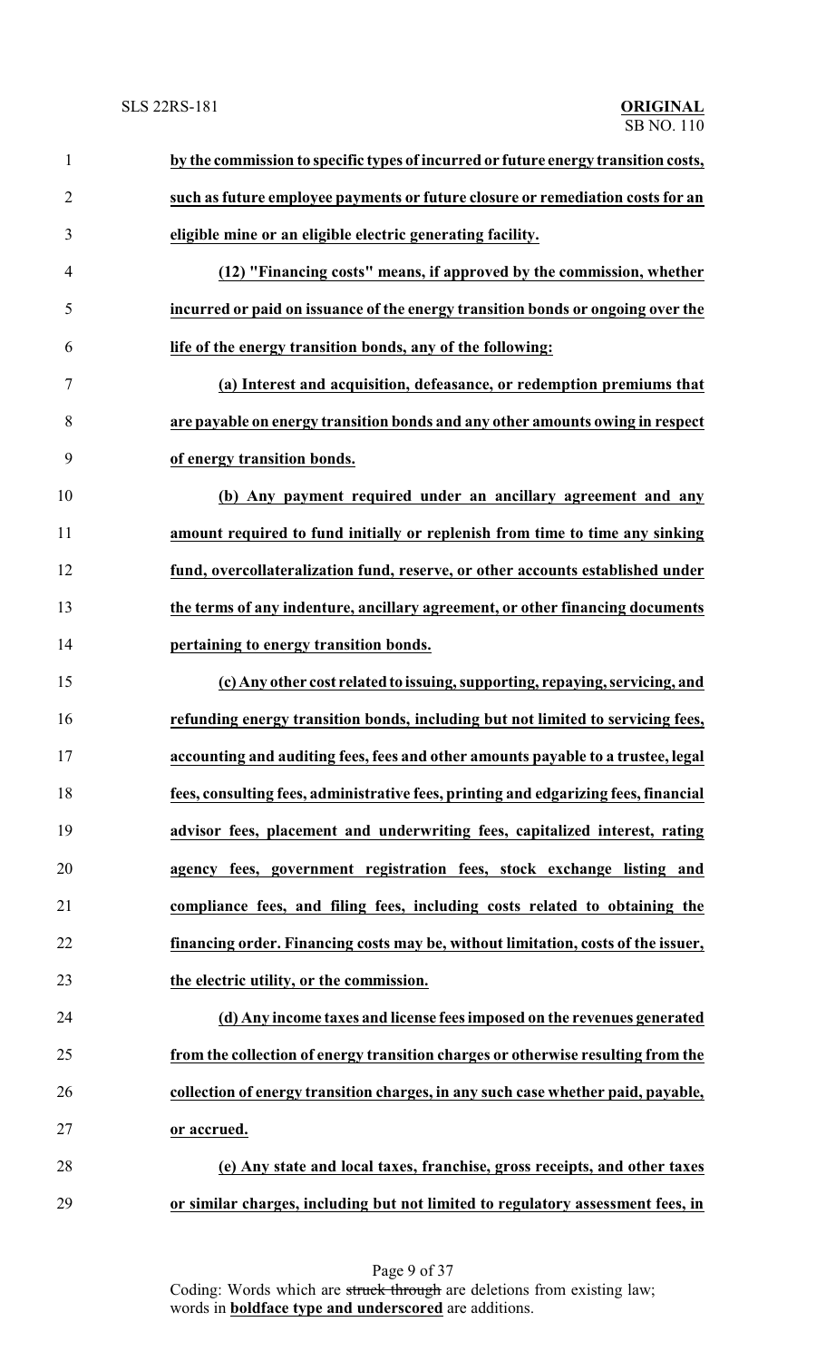**by the commission to specific types of incurred or future energy transition costs, such as future employee payments or future closure or remediation costs for an eligible mine or an eligible electric generating facility.**

**(12) "Financing costs" means, if approved by the commission, whether incurred or paid on issuance of the energy transition bonds or ongoing over the life of the energy transition bonds, any of the following:**

**(a) Interest and acquisition, defeasance, or redemption premiums that are payable on energy transition bonds and any other amounts owing in respect of energy transition bonds.**

**(b) Any payment required under an ancillary agreement and any amount required to fund initially or replenish from time to time any sinking fund, overcollateralization fund, reserve, or other accounts established under the terms of any indenture, ancillary agreement, or other financing documents pertaining to energy transition bonds.**

**(c) Any other cost related to issuing, supporting, repaying, servicing, and refunding energy transition bonds, including but not limited to servicing fees, accounting and auditing fees, fees and other amounts payable to a trustee, legal fees, consulting fees, administrative fees, printing and edgarizing fees, financial advisor fees, placement and underwriting fees, capitalized interest, rating agency fees, government registration fees, stock exchange listing and compliance fees, and filing fees, including costs related to obtaining the financing order. Financing costs may be, without limitation, costs of the issuer, the electric utility, or the commission.**

**(d) Any income taxes and license fees imposed on the revenues generated from the collection of energy transition charges or otherwise resulting from the collection of energy transition charges, in any such case whether paid, payable, or accrued.**

**(e) Any state and local taxes, franchise, gross receipts, and other taxes or similar charges, including but not limited to regulatory assessment fees, in**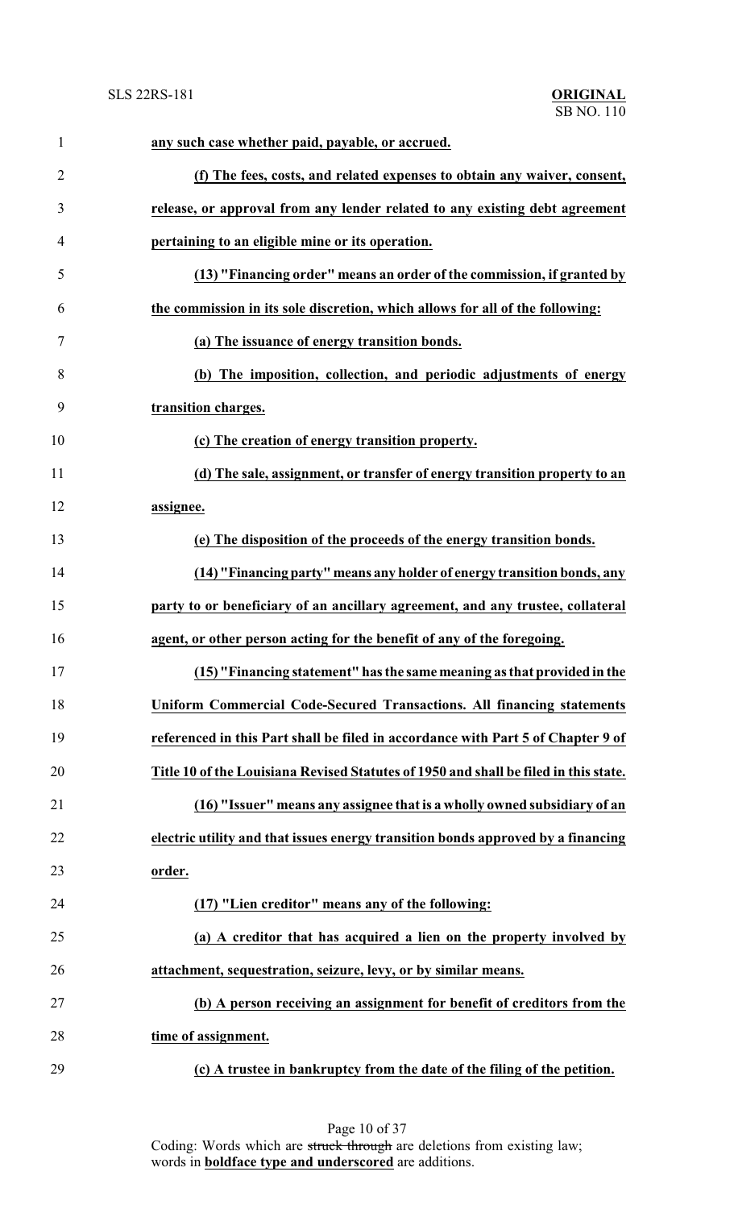**any such case whether paid, payable, or accrued.**

**(f) The fees, costs, and related expenses to obtain any waiver, consent, release, or approval from any lender related to any existing debt agreement pertaining to an eligible mine or its operation.**

**(13) "Financing order" means an order of the commission, if granted by the commission in its sole discretion, which allows for all of the following:**

**(a) The issuance of energy transition bonds.**

**(b) The imposition, collection, and periodic adjustments of energy transition charges.**

**(c) The creation of energy transition property.**

**(d) The sale, assignment, or transfer of energy transition property to an assignee.**

**(e) The disposition of the proceeds of the energy transition bonds.**

**(14) "Financing party" means any holder of energy transition bonds, any party to or beneficiary of an ancillary agreement, and any trustee, collateral agent, or other person acting for the benefit of any of the foregoing.**

**(15) "Financing statement" has the same meaning as that provided in the Uniform Commercial Code-Secured Transactions. All financing statements referenced in this Part shall be filed in accordance with Part 5 of Chapter 9 of Title 10 of the Louisiana Revised Statutes of 1950 and shall be filed in this state.**

**(16) "Issuer" means any assignee that is a wholly owned subsidiary of an electric utility and that issues energy transition bonds approved by a financing order.**

**(17) "Lien creditor" means any of the following:**

**(a) A creditor that has acquired a lien on the property involved by attachment, sequestration, seizure, levy, or by similar means.**

**(b) A person receiving an assignment for benefit of creditors from the time of assignment.**

**(c) A trustee in bankruptcy from the date of the filing of the petition.**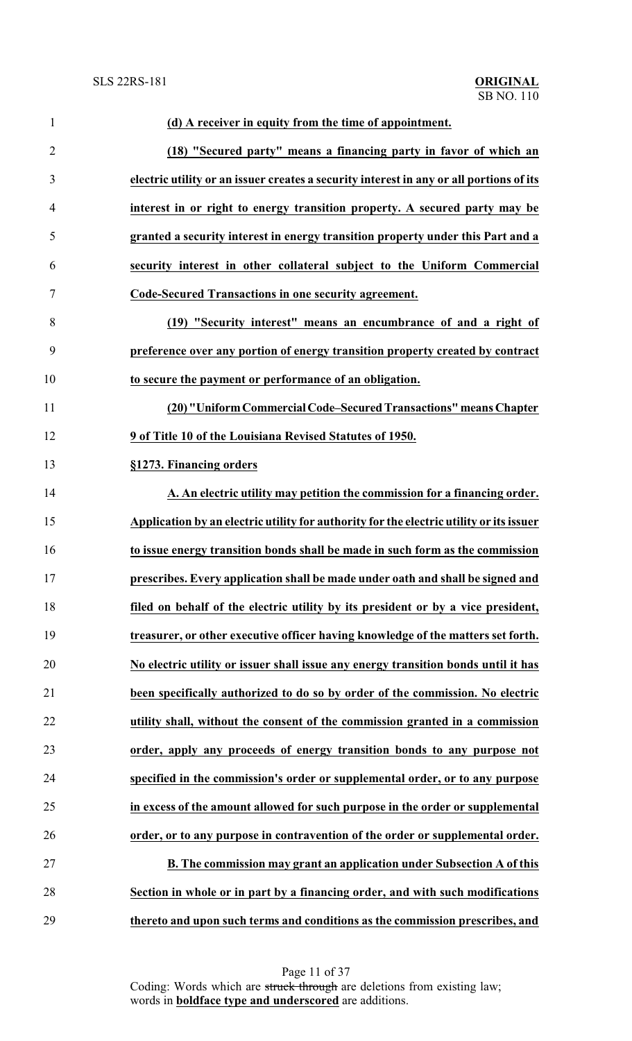**(d) A receiver in equity from the time of appointment.**

**(18) "Secured party" means a financing party in favor of which an electric utility or an issuer creates a security interest in any or all portions of its interest in or right to energy transition property. A secured party may be granted a security interest in energy transition property under this Part and a security interest in other collateral subject to the Uniform Commercial Code-Secured Transactions in one security agreement.**

**(19) "Security interest" means an encumbrance of and a right of preference over any portion of energy transition property created by contract to secure the payment or performance of an obligation.**

**(20) "Uniform Commercial Code–Secured Transactions" means Chapter 9 of Title 10 of the Louisiana Revised Statutes of 1950.**

**§1273. Financing orders**

**A. An electric utility may petition the commission for a financing order. Application by an electric utility for authority for the electric utility or its issuer to issue energy transition bonds shall be made in such form as the commission prescribes. Every application shall be made under oath and shall be signed and filed on behalf of the electric utility by its president or by a vice president, treasurer, or other executive officer having knowledge of the matters set forth. No electric utility or issuer shall issue any energy transition bonds until it has been specifically authorized to do so by order of the commission. No electric utility shall, without the consent of the commission granted in a commission order, apply any proceeds of energy transition bonds to any purpose not specified in the commission's order or supplemental order, or to any purpose in excess of the amount allowed for such purpose in the order or supplemental order, or to any purpose in contravention of the order or supplemental order.**

**B. The commission may grant an application under Subsection A of this Section in whole or in part by a financing order, and with such modifications thereto and upon such terms and conditions as the commission prescribes, and**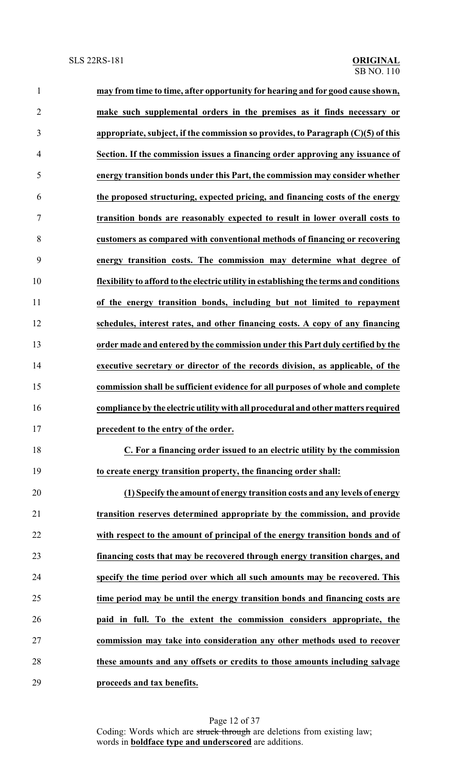**may from time to time, after opportunity for hearing and for good cause shown, make such supplemental orders in the premises as it finds necessary or appropriate, subject, if the commission so provides, to Paragraph (C)(5) of this Section. If the commission issues a financing order approving any issuance of energy transition bonds under this Part, the commission may consider whether the proposed structuring, expected pricing, and financing costs of the energy transition bonds are reasonably expected to result in lower overall costs to customers as compared with conventional methods of financing or recovering energy transition costs. The commission may determine what degree of flexibility to afford to the electric utility in establishing the terms and conditions of the energy transition bonds, including but not limited to repayment schedules, interest rates, and other financing costs. A copy of any financing order made and entered by the commission under this Part duly certified by the executive secretary or director of the records division, as applicable, of the commission shall be sufficient evidence for all purposes of whole and complete compliance by the electric utility with all procedural and other matters required precedent to the entry of the order.**

**C. For a financing order issued to an electric utility by the commission to create energy transition property, the financing order shall:**

**(1) Specify the amount of energy transition costs and any levels of energy transition reserves determined appropriate by the commission, and provide with respect to the amount of principal of the energy transition bonds and of financing costs that may be recovered through energy transition charges, and specify the time period over which all such amounts may be recovered. This time period may be until the energy transition bonds and financing costs are paid in full. To the extent the commission considers appropriate, the commission may take into consideration any other methods used to recover these amounts and any offsets or credits to those amounts including salvage proceeds and tax benefits.**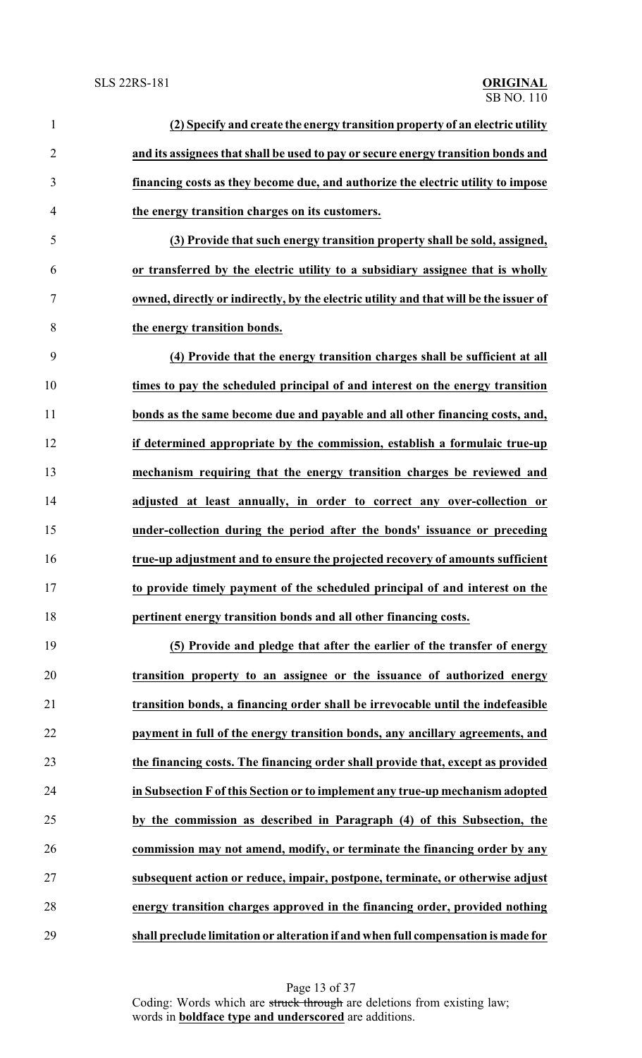**(2) Specify and create the energy transition property of an electric utility and its assignees that shall be used to pay or secure energy transition bonds and financing costs as they become due, and authorize the electric utility to impose the energy transition charges on its customers.**

**(3) Provide that such energy transition property shall be sold, assigned, or transferred by the electric utility to a subsidiary assignee that is wholly owned, directly or indirectly, by the electric utility and that will be the issuer of the energy transition bonds.**

**(4) Provide that the energy transition charges shall be sufficient at all times to pay the scheduled principal of and interest on the energy transition bonds as the same become due and payable and all other financing costs, and, if determined appropriate by the commission, establish a formulaic true-up mechanism requiring that the energy transition charges be reviewed and adjusted at least annually, in order to correct any over-collection or under-collection during the period after the bonds' issuance or preceding true-up adjustment and to ensure the projected recovery of amounts sufficient to provide timely payment of the scheduled principal of and interest on the pertinent energy transition bonds and all other financing costs.**

**(5) Provide and pledge that after the earlier of the transfer of energy transition property to an assignee or the issuance of authorized energy transition bonds, a financing order shall be irrevocable until the indefeasible payment in full of the energy transition bonds, any ancillary agreements, and the financing costs. The financing order shall provide that, except as provided in Subsection F of this Section or to implement any true-up mechanism adopted by the commission as described in Paragraph (4) of this Subsection, the commission may not amend, modify, or terminate the financing order by any subsequent action or reduce, impair, postpone, terminate, or otherwise adjust energy transition charges approved in the financing order, provided nothing shall preclude limitation or alteration if and when full compensation is made for**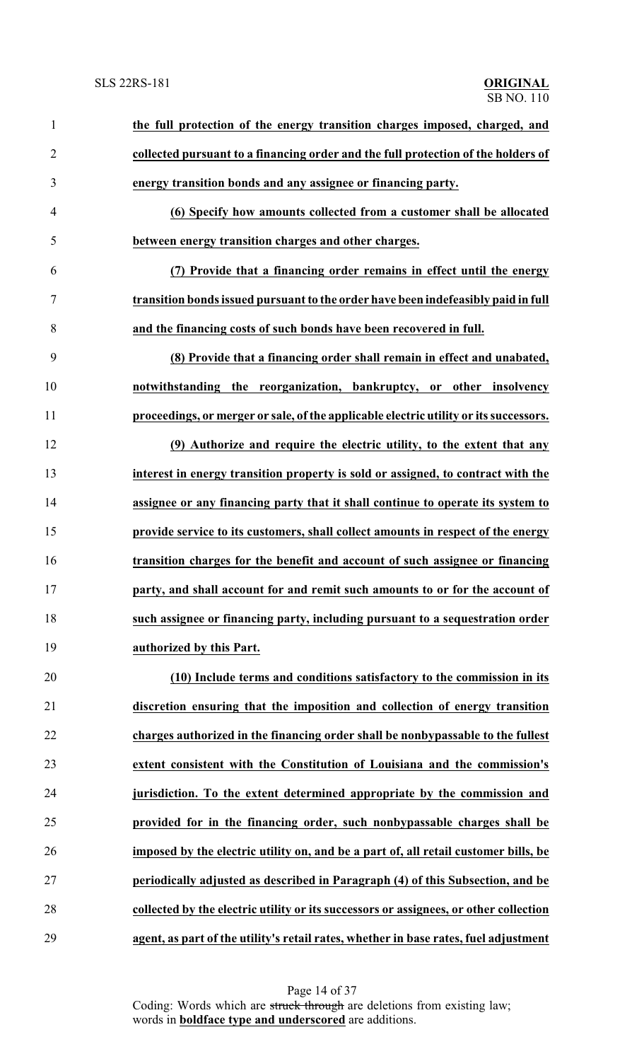**the full protection of the energy transition charges imposed, charged, and collected pursuant to a financing order and the full protection of the holders of energy transition bonds and any assignee or financing party.**

**(6) Specify how amounts collected from a customer shall be allocated between energy transition charges and other charges.**

**(7) Provide that a financing order remains in effect until the energy transition bonds issued pursuant to the order have been indefeasibly paid in full and the financing costs of such bonds have been recovered in full.**

**(8) Provide that a financing order shall remain in effect and unabated, notwithstanding the reorganization, bankruptcy, or other insolvency proceedings, or merger or sale, of the applicable electric utility or its successors.**

**(9) Authorize and require the electric utility, to the extent that any interest in energy transition property is sold or assigned, to contract with the assignee or any financing party that it shall continue to operate its system to provide service to its customers, shall collect amounts in respect of the energy transition charges for the benefit and account of such assignee or financing party, and shall account for and remit such amounts to or for the account of such assignee or financing party, including pursuant to a sequestration order authorized by this Part.**

**(10) Include terms and conditions satisfactory to the commission in its discretion ensuring that the imposition and collection of energy transition charges authorized in the financing order shall be nonbypassable to the fullest extent consistent with the Constitution of Louisiana and the commission's jurisdiction. To the extent determined appropriate by the commission and provided for in the financing order, such nonbypassable charges shall be imposed by the electric utility on, and be a part of, all retail customer bills, be periodically adjusted as described in Paragraph (4) of this Subsection, and be collected by the electric utility or its successors or assignees, or other collection agent, as part of the utility's retail rates, whether in base rates, fuel adjustment**

Coding: Words which are ~~struck through~~ are deletions from existing law; words in **boldface type and underscored** are additions.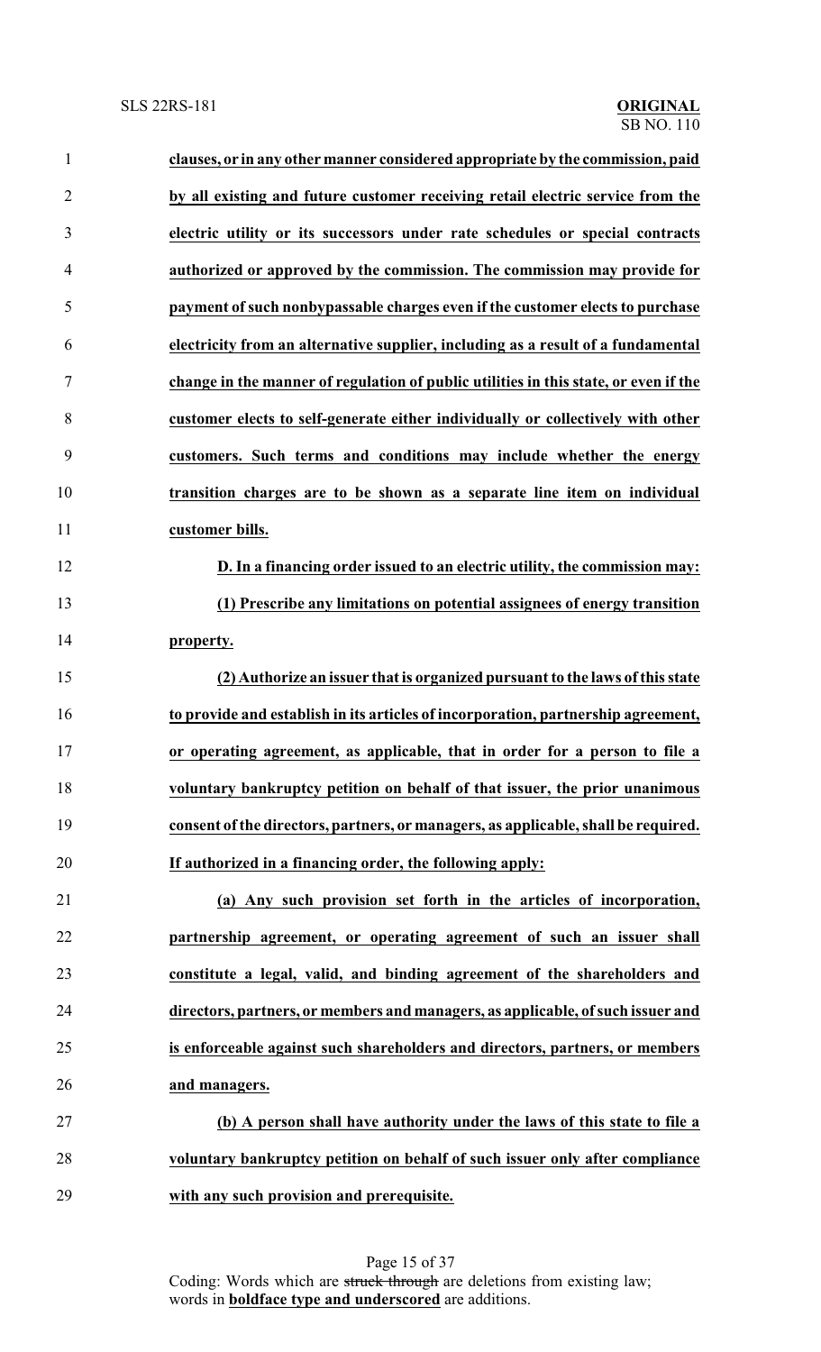**clauses, or in any other manner considered appropriate by the commission, paid by all existing and future customer receiving retail electric service from the electric utility or its successors under rate schedules or special contracts authorized or approved by the commission. The commission may provide for payment of such nonbypassable charges even if the customer elects to purchase electricity from an alternative supplier, including as a result of a fundamental change in the manner of regulation of public utilities in this state, or even if the customer elects to self-generate either individually or collectively with other customers. Such terms and conditions may include whether the energy transition charges are to be shown as a separate line item on individual customer bills.**

**D. In a financing order issued to an electric utility, the commission may:**

**(1) Prescribe any limitations on potential assignees of energy transition property.**

**(2) Authorize an issuer that is organized pursuant to the laws of this state to provide and establish in its articles of incorporation, partnership agreement, or operating agreement, as applicable, that in order for a person to file a voluntary bankruptcy petition on behalf of that issuer, the prior unanimous consent of the directors, partners, or managers, as applicable, shall be required. If authorized in a financing order, the following apply:**

**(a) Any such provision set forth in the articles of incorporation, partnership agreement, or operating agreement of such an issuer shall constitute a legal, valid, and binding agreement of the shareholders and directors, partners, or members and managers, as applicable, of such issuer and is enforceable against such shareholders and directors, partners, or members and managers.**

**(b) A person shall have authority under the laws of this state to file a voluntary bankruptcy petition on behalf of such issuer only after compliance with any such provision and prerequisite.**

Coding: Words which are ~~struck through~~ are deletions from existing law; words in **boldface type and underscored** are additions.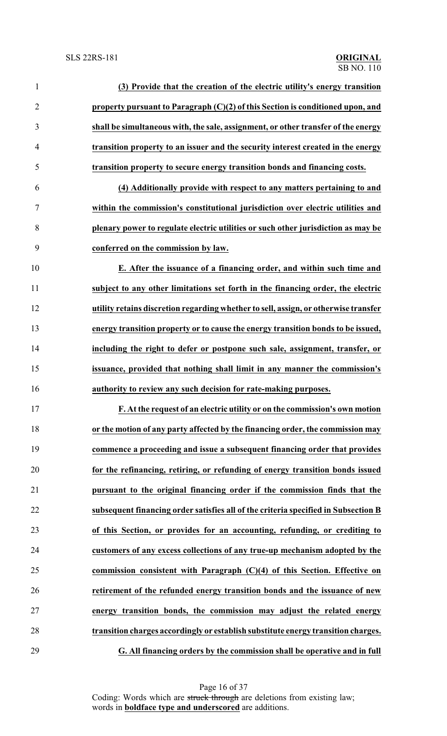**(3) Provide that the creation of the electric utility's energy transition property pursuant to Paragraph (C)(2) of this Section is conditioned upon, and shall be simultaneous with, the sale, assignment, or other transfer of the energy transition property to an issuer and the security interest created in the energy transition property to secure energy transition bonds and financing costs.**

**(4) Additionally provide with respect to any matters pertaining to and within the commission's constitutional jurisdiction over electric utilities and plenary power to regulate electric utilities or such other jurisdiction as may be conferred on the commission by law.**

**E. After the issuance of a financing order, and within such time and subject to any other limitations set forth in the financing order, the electric utility retains discretion regarding whether to sell, assign, or otherwise transfer energy transition property or to cause the energy transition bonds to be issued, including the right to defer or postpone such sale, assignment, transfer, or issuance, provided that nothing shall limit in any manner the commission's authority to review any such decision for rate-making purposes.**

**F. At the request of an electric utility or on the commission's own motion or the motion of any party affected by the financing order, the commission may commence a proceeding and issue a subsequent financing order that provides for the refinancing, retiring, or refunding of energy transition bonds issued pursuant to the original financing order if the commission finds that the subsequent financing order satisfies all of the criteria specified in Subsection B of this Section, or provides for an accounting, refunding, or crediting to customers of any excess collections of any true-up mechanism adopted by the commission consistent with Paragraph (C)(4) of this Section. Effective on retirement of the refunded energy transition bonds and the issuance of new energy transition bonds, the commission may adjust the related energy transition charges accordingly or establish substitute energy transition charges.**

**G. All financing orders by the commission shall be operative and in full**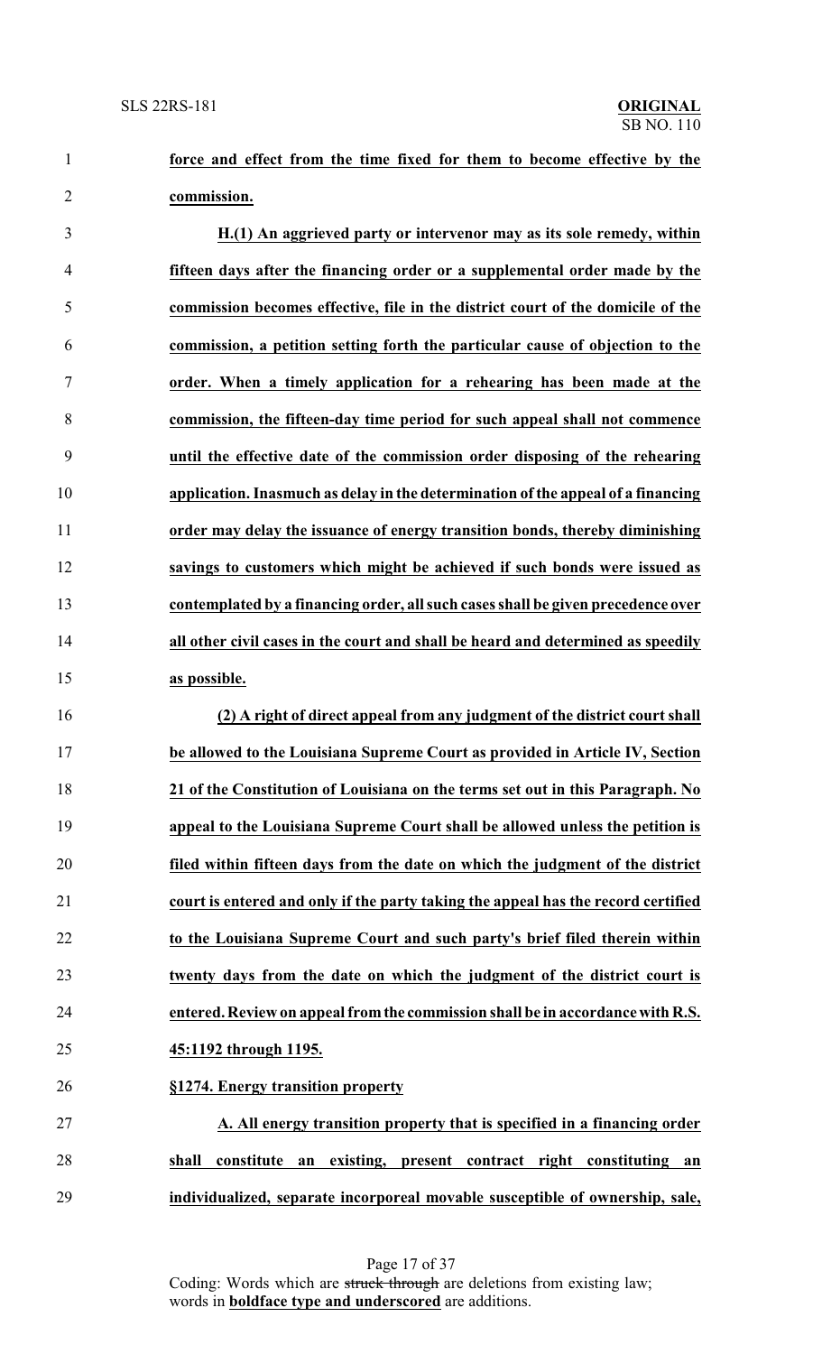**force and effect from the time fixed for them to become effective by the commission.**

**H.(1) An aggrieved party or intervenor may as its sole remedy, within fifteen days after the financing order or a supplemental order made by the commission becomes effective, file in the district court of the domicile of the commission, a petition setting forth the particular cause of objection to the order. When a timely application for a rehearing has been made at the commission, the fifteen-day time period for such appeal shall not commence until the effective date of the commission order disposing of the rehearing application. Inasmuch as delay in the determination of the appeal of a financing order may delay the issuance of energy transition bonds, thereby diminishing savings to customers which might be achieved if such bonds were issued as contemplated by a financing order, all such cases shall be given precedence over all other civil cases in the court and shall be heard and determined as speedily as possible.**

**(2) A right of direct appeal from any judgment of the district court shall be allowed to the Louisiana Supreme Court as provided in Article IV, Section 21 of the Constitution of Louisiana on the terms set out in this Paragraph. No appeal to the Louisiana Supreme Court shall be allowed unless the petition is filed within fifteen days from the date on which the judgment of the district court is entered and only if the party taking the appeal has the record certified to the Louisiana Supreme Court and such party's brief filed therein within twenty days from the date on which the judgment of the district court is entered. Review on appeal from the commission shall be in accordance with R.S. 45:1192 through 1195.**

**§1274. Energy transition property**

**A. All energy transition property that is specified in a financing order shall constitute an existing, present contract right constituting an individualized, separate incorporeal movable susceptible of ownership, sale,**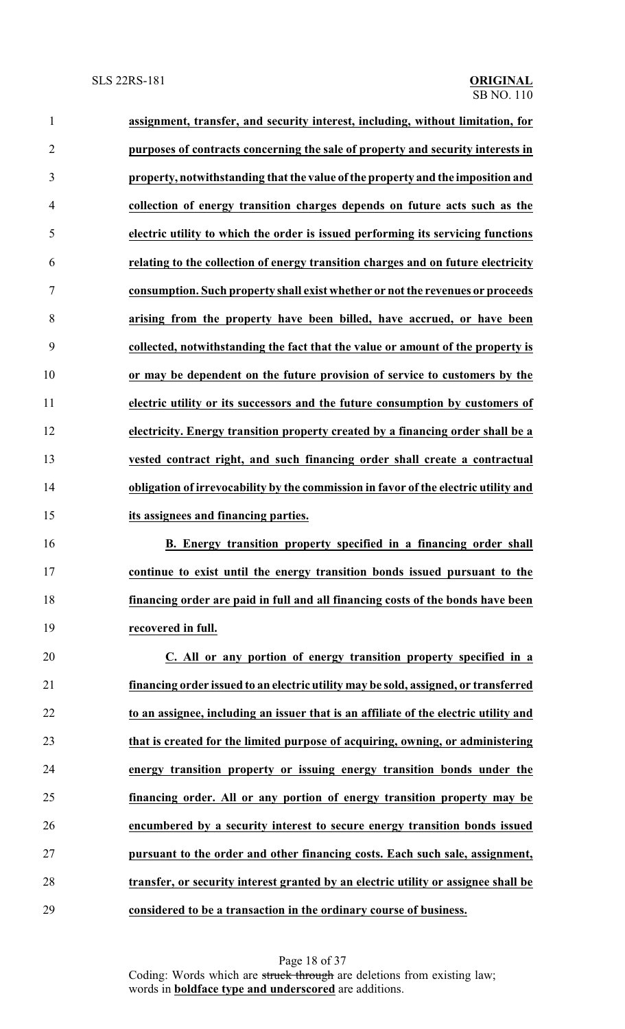**assignment, transfer, and security interest, including, without limitation, for purposes of contracts concerning the sale of property and security interests in property, notwithstanding that the value of the property and the imposition and collection of energy transition charges depends on future acts such as the electric utility to which the order is issued performing its servicing functions relating to the collection of energy transition charges and on future electricity consumption. Such property shall exist whether or not the revenues or proceeds arising from the property have been billed, have accrued, or have been collected, notwithstanding the fact that the value or amount of the property is or may be dependent on the future provision of service to customers by the electric utility or its successors and the future consumption by customers of electricity. Energy transition property created by a financing order shall be a vested contract right, and such financing order shall create a contractual obligation of irrevocability by the commission in favor of the electric utility and its assignees and financing parties.**

**B. Energy transition property specified in a financing order shall continue to exist until the energy transition bonds issued pursuant to the financing order are paid in full and all financing costs of the bonds have been recovered in full.**

**C. All or any portion of energy transition property specified in a financing order issued to an electric utility may be sold, assigned, or transferred to an assignee, including an issuer that is an affiliate of the electric utility and that is created for the limited purpose of acquiring, owning, or administering energy transition property or issuing energy transition bonds under the financing order. All or any portion of energy transition property may be encumbered by a security interest to secure energy transition bonds issued pursuant to the order and other financing costs. Each such sale, assignment, transfer, or security interest granted by an electric utility or assignee shall be considered to be a transaction in the ordinary course of business.**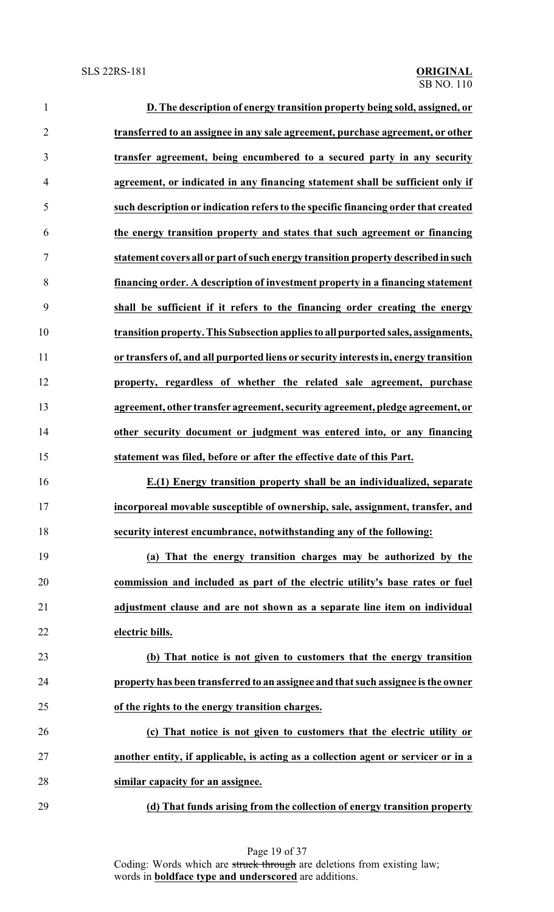**D. The description of energy transition property being sold, assigned, or transferred to an assignee in any sale agreement, purchase agreement, or other transfer agreement, being encumbered to a secured party in any security agreement, or indicated in any financing statement shall be sufficient only if such description or indication refers to the specific financing order that created the energy transition property and states that such agreement or financing statement covers all or part of such energy transition property described in such financing order. A description of investment property in a financing statement shall be sufficient if it refers to the financing order creating the energy transition property. This Subsection applies to all purported sales, assignments, or transfers of, and all purported liens or security interests in, energy transition property, regardless of whether the related sale agreement, purchase agreement, other transfer agreement, security agreement, pledge agreement, or other security document or judgment was entered into, or any financing statement was filed, before or after the effective date of this Part.**

**E.(1) Energy transition property shall be an individualized, separate incorporeal movable susceptible of ownership, sale, assignment, transfer, and security interest encumbrance, notwithstanding any of the following:**

**(a) That the energy transition charges may be authorized by the commission and included as part of the electric utility's base rates or fuel adjustment clause and are not shown as a separate line item on individual electric bills.**

**(b) That notice is not given to customers that the energy transition property has been transferred to an assignee and that such assignee is the owner of the rights to the energy transition charges.**

**(c) That notice is not given to customers that the electric utility or another entity, if applicable, is acting as a collection agent or servicer or in a similar capacity for an assignee.**

**(d) That funds arising from the collection of energy transition property**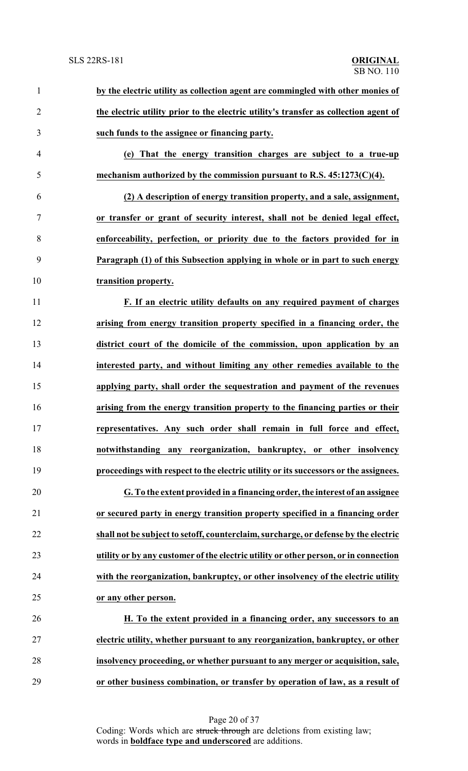**by the electric utility as collection agent are commingled with other monies of the electric utility prior to the electric utility's transfer as collection agent of such funds to the assignee or financing party.**

**(e) That the energy transition charges are subject to a true-up mechanism authorized by the commission pursuant to R.S. 45:1273(C)(4).**

**(2) A description of energy transition property, and a sale, assignment, or transfer or grant of security interest, shall not be denied legal effect, enforceability, perfection, or priority due to the factors provided for in Paragraph (1) of this Subsection applying in whole or in part to such energy transition property.**

**F. If an electric utility defaults on any required payment of charges arising from energy transition property specified in a financing order, the district court of the domicile of the commission, upon application by an interested party, and without limiting any other remedies available to the applying party, shall order the sequestration and payment of the revenues arising from the energy transition property to the financing parties or their representatives. Any such order shall remain in full force and effect, notwithstanding any reorganization, bankruptcy, or other insolvency proceedings with respect to the electric utility or its successors or the assignees.**

**G. To the extent provided in a financing order, the interest of an assignee or secured party in energy transition property specified in a financing order shall not be subject to setoff, counterclaim, surcharge, or defense by the electric utility or by any customer of the electric utility or other person, or in connection with the reorganization, bankruptcy, or other insolvency of the electric utility or any other person.**

**H. To the extent provided in a financing order, any successors to an electric utility, whether pursuant to any reorganization, bankruptcy, or other insolvency proceeding, or whether pursuant to any merger or acquisition, sale, or other business combination, or transfer by operation of law, as a result of**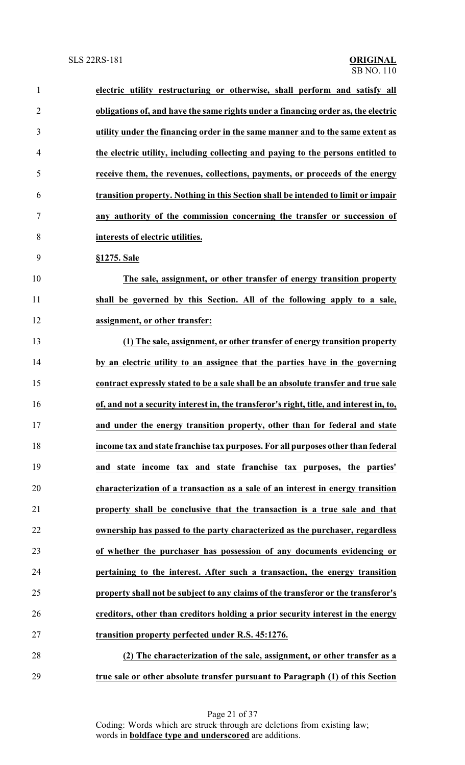**electric utility restructuring or otherwise, shall perform and satisfy all obligations of, and have the same rights under a financing order as, the electric utility under the financing order in the same manner and to the same extent as the electric utility, including collecting and paying to the persons entitled to receive them, the revenues, collections, payments, or proceeds of the energy transition property. Nothing in this Section shall be intended to limit or impair any authority of the commission concerning the transfer or succession of interests of electric utilities.**

**§1275. Sale**

**The sale, assignment, or other transfer of energy transition property shall be governed by this Section. All of the following apply to a sale, assignment, or other transfer:**

**(1) The sale, assignment, or other transfer of energy transition property by an electric utility to an assignee that the parties have in the governing contract expressly stated to be a sale shall be an absolute transfer and true sale of, and not a security interest in, the transferor's right, title, and interest in, to, and under the energy transition property, other than for federal and state income tax and state franchise tax purposes. For all purposes other than federal and state income tax and state franchise tax purposes, the parties' characterization of a transaction as a sale of an interest in energy transition property shall be conclusive that the transaction is a true sale and that ownership has passed to the party characterized as the purchaser, regardless of whether the purchaser has possession of any documents evidencing or pertaining to the interest. After such a transaction, the energy transition property shall not be subject to any claims of the transferor or the transferor's creditors, other than creditors holding a prior security interest in the energy transition property perfected under R.S. 45:1276.**

**(2) The characterization of the sale, assignment, or other transfer as a true sale or other absolute transfer pursuant to Paragraph (1) of this Section**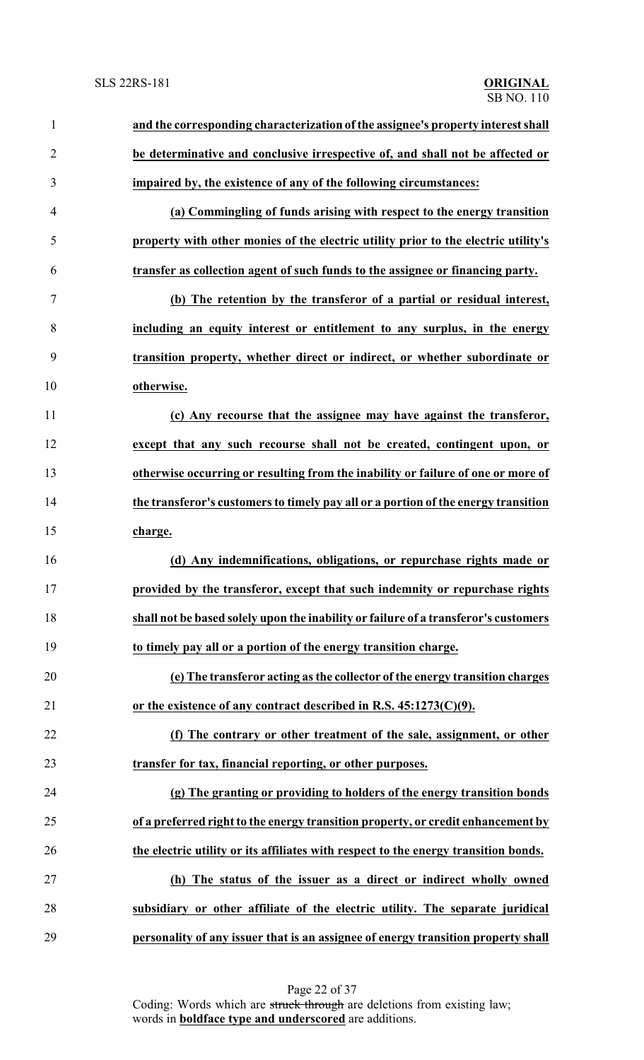**and the corresponding characterization of the assignee's property interest shall be determinative and conclusive irrespective of, and shall not be affected or impaired by, the existence of any of the following circumstances:**

**(a) Commingling of funds arising with respect to the energy transition property with other monies of the electric utility prior to the electric utility's transfer as collection agent of such funds to the assignee or financing party.**

**(b) The retention by the transferor of a partial or residual interest, including an equity interest or entitlement to any surplus, in the energy transition property, whether direct or indirect, or whether subordinate or otherwise.**

**(c) Any recourse that the assignee may have against the transferor, except that any such recourse shall not be created, contingent upon, or otherwise occurring or resulting from the inability or failure of one or more of the transferor's customers to timely pay all or a portion of the energy transition charge.**

**(d) Any indemnifications, obligations, or repurchase rights made or provided by the transferor, except that such indemnity or repurchase rights shall not be based solely upon the inability or failure of a transferor's customers to timely pay all or a portion of the energy transition charge.**

**(e) The transferor acting as the collector of the energy transition charges or the existence of any contract described in R.S. 45:1273(C)(9).**

**(f) The contrary or other treatment of the sale, assignment, or other transfer for tax, financial reporting, or other purposes.**

**(g) The granting or providing to holders of the energy transition bonds of a preferred right to the energy transition property, or credit enhancement by the electric utility or its affiliates with respect to the energy transition bonds.**

**(h) The status of the issuer as a direct or indirect wholly owned subsidiary or other affiliate of the electric utility. The separate juridical personality of any issuer that is an assignee of energy transition property shall**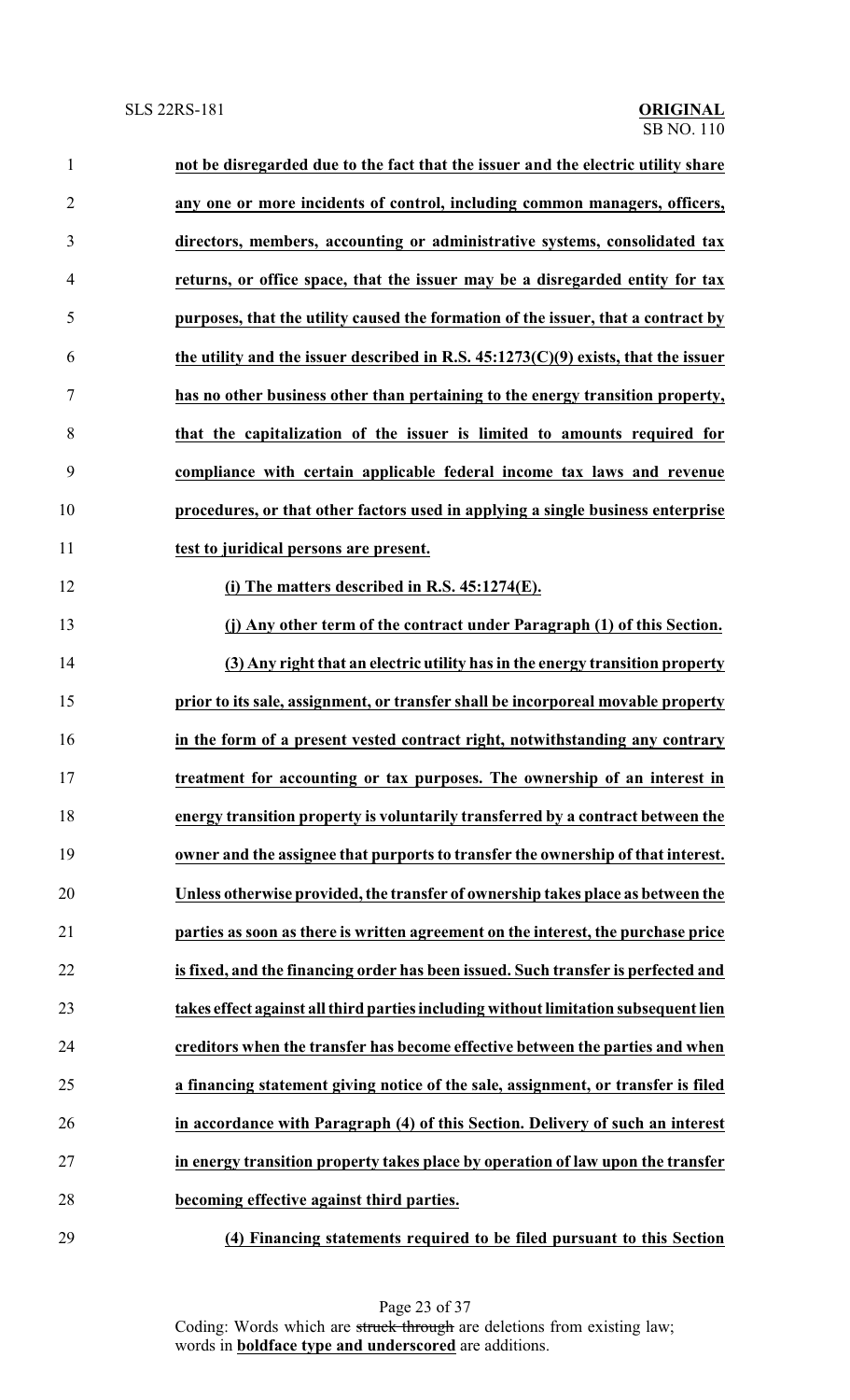**not be disregarded due to the fact that the issuer and the electric utility share any one or more incidents of control, including common managers, officers, directors, members, accounting or administrative systems, consolidated tax returns, or office space, that the issuer may be a disregarded entity for tax purposes, that the utility caused the formation of the issuer, that a contract by the utility and the issuer described in R.S. 45:1273(C)(9) exists, that the issuer has no other business other than pertaining to the energy transition property, that the capitalization of the issuer is limited to amounts required for compliance with certain applicable federal income tax laws and revenue procedures, or that other factors used in applying a single business enterprise test to juridical persons are present.**

**(i) The matters described in R.S. 45:1274(E).**

**(j) Any other term of the contract under Paragraph (1) of this Section.**

**(3) Any right that an electric utility has in the energy transition property prior to its sale, assignment, or transfer shall be incorporeal movable property in the form of a present vested contract right, notwithstanding any contrary treatment for accounting or tax purposes. The ownership of an interest in energy transition property is voluntarily transferred by a contract between the owner and the assignee that purports to transfer the ownership of that interest. Unless otherwise provided, the transfer of ownership takes place as between the parties as soon as there is written agreement on the interest, the purchase price is fixed, and the financing order has been issued. Such transfer is perfected and takes effect against all third parties including without limitation subsequent lien creditors when the transfer has become effective between the parties and when a financing statement giving notice of the sale, assignment, or transfer is filed in accordance with Paragraph (4) of this Section. Delivery of such an interest in energy transition property takes place by operation of law upon the transfer becoming effective against third parties.**

**(4) Financing statements required to be filed pursuant to this Section**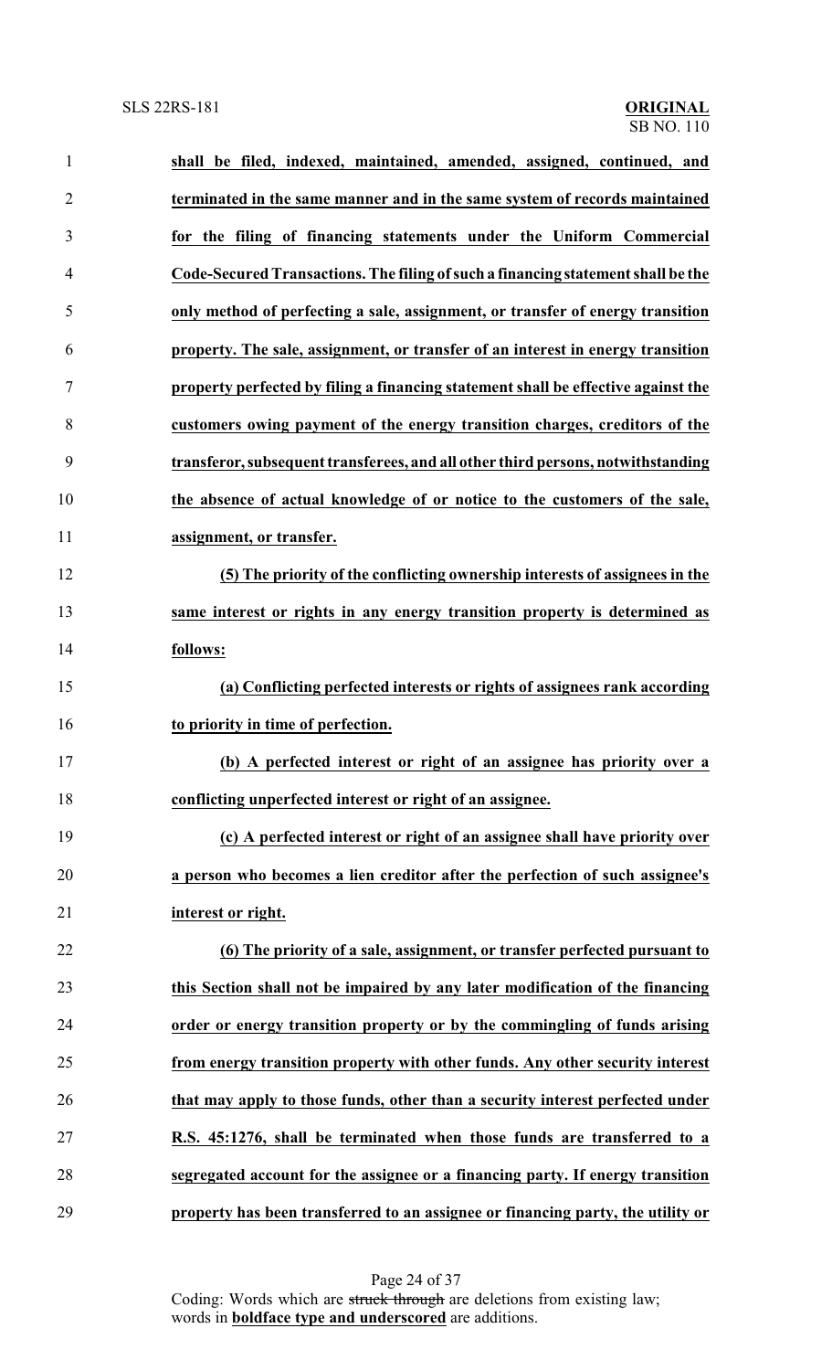**shall be filed, indexed, maintained, amended, assigned, continued, and terminated in the same manner and in the same system of records maintained for the filing of financing statements under the Uniform Commercial Code-Secured Transactions. The filing of such a financing statement shall be the only method of perfecting a sale, assignment, or transfer of energy transition property. The sale, assignment, or transfer of an interest in energy transition property perfected by filing a financing statement shall be effective against the customers owing payment of the energy transition charges, creditors of the transferor, subsequent transferees, and all other third persons, notwithstanding the absence of actual knowledge of or notice to the customers of the sale, assignment, or transfer.**

**(5) The priority of the conflicting ownership interests of assignees in the same interest or rights in any energy transition property is determined as follows:**

**(a) Conflicting perfected interests or rights of assignees rank according to priority in time of perfection.**

**(b) A perfected interest or right of an assignee has priority over a conflicting unperfected interest or right of an assignee.**

**(c) A perfected interest or right of an assignee shall have priority over a person who becomes a lien creditor after the perfection of such assignee's interest or right.**

**(6) The priority of a sale, assignment, or transfer perfected pursuant to this Section shall not be impaired by any later modification of the financing order or energy transition property or by the commingling of funds arising from energy transition property with other funds. Any other security interest that may apply to those funds, other than a security interest perfected under R.S. 45:1276, shall be terminated when those funds are transferred to a segregated account for the assignee or a financing party. If energy transition property has been transferred to an assignee or financing party, the utility or**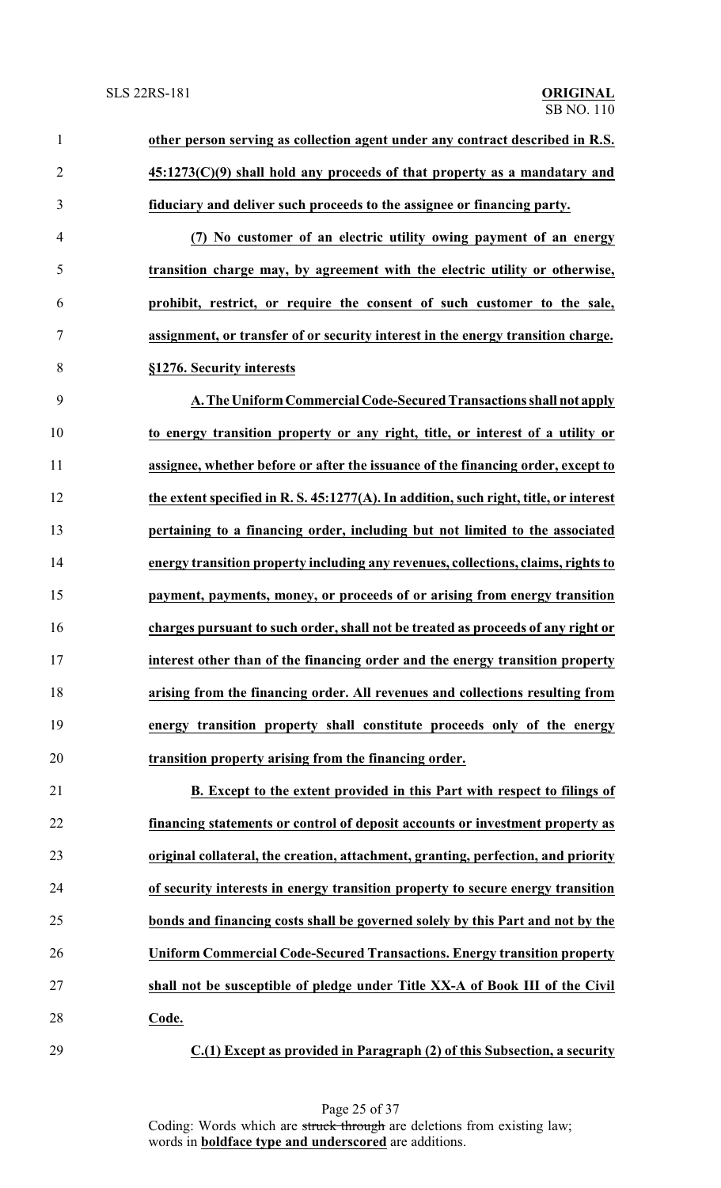**other person serving as collection agent under any contract described in R.S. 45:1273(C)(9) shall hold any proceeds of that property as a mandatary and fiduciary and deliver such proceeds to the assignee or financing party.**

**(7) No customer of an electric utility owing payment of an energy transition charge may, by agreement with the electric utility or otherwise, prohibit, restrict, or require the consent of such customer to the sale, assignment, or transfer of or security interest in the energy transition charge.**

**§1276. Security interests**

**A. The Uniform Commercial Code-Secured Transactions shall not apply to energy transition property or any right, title, or interest of a utility or assignee, whether before or after the issuance of the financing order, except to the extent specified in R. S. 45:1277(A). In addition, such right, title, or interest pertaining to a financing order, including but not limited to the associated energy transition property including any revenues, collections, claims, rights to payment, payments, money, or proceeds of or arising from energy transition charges pursuant to such order, shall not be treated as proceeds of any right or interest other than of the financing order and the energy transition property arising from the financing order. All revenues and collections resulting from energy transition property shall constitute proceeds only of the energy transition property arising from the financing order.**

**B. Except to the extent provided in this Part with respect to filings of financing statements or control of deposit accounts or investment property as original collateral, the creation, attachment, granting, perfection, and priority of security interests in energy transition property to secure energy transition bonds and financing costs shall be governed solely by this Part and not by the Uniform Commercial Code-Secured Transactions. Energy transition property shall not be susceptible of pledge under Title XX-A of Book III of the Civil Code.**

**C.(1) Except as provided in Paragraph (2) of this Subsection, a security**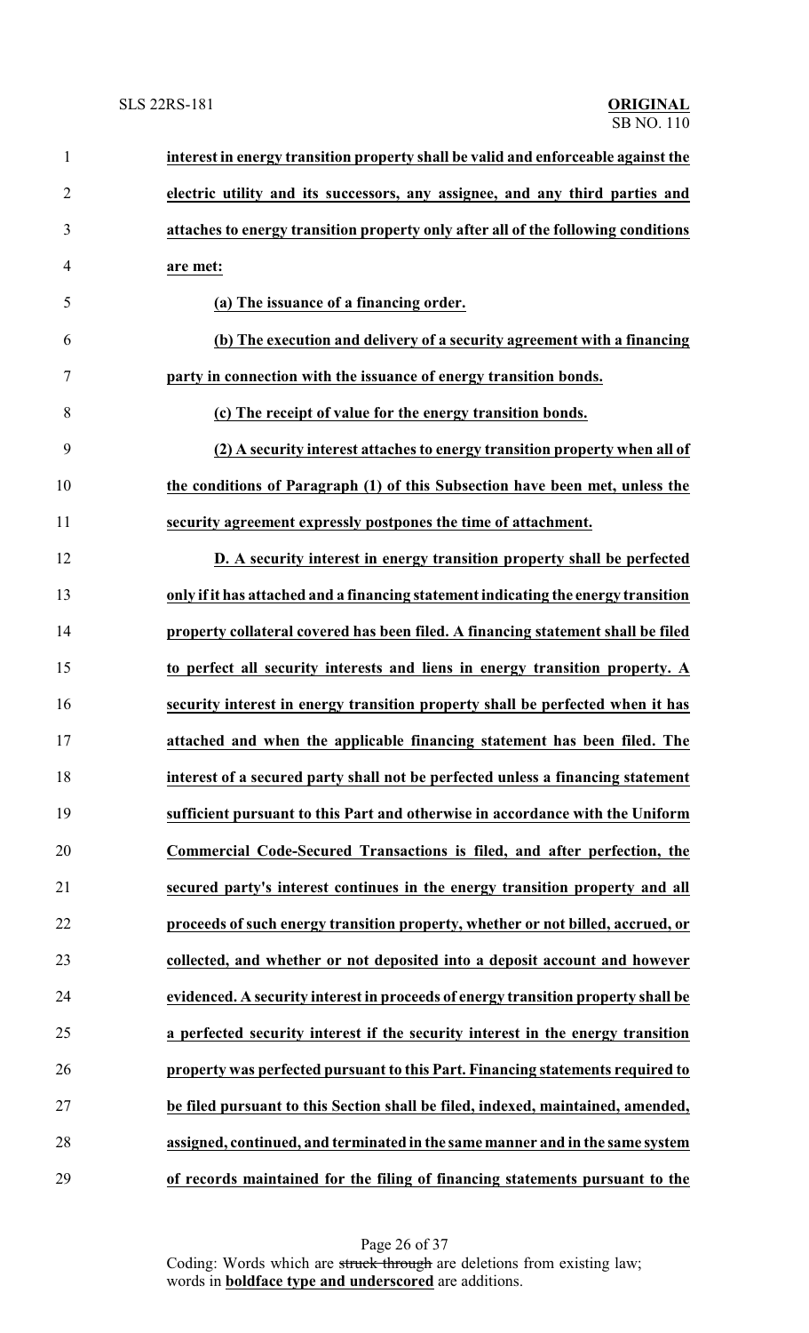**interest in energy transition property shall be valid and enforceable against the electric utility and its successors, any assignee, and any third parties and attaches to energy transition property only after all of the following conditions are met:**

**(a) The issuance of a financing order.**

**(b) The execution and delivery of a security agreement with a financing party in connection with the issuance of energy transition bonds.**

**(c) The receipt of value for the energy transition bonds.**

**(2) A security interest attaches to energy transition property when all of the conditions of Paragraph (1) of this Subsection have been met, unless the security agreement expressly postpones the time of attachment.**

**D. A security interest in energy transition property shall be perfected only if it has attached and a financing statement indicating the energy transition property collateral covered has been filed. A financing statement shall be filed to perfect all security interests and liens in energy transition property. A security interest in energy transition property shall be perfected when it has attached and when the applicable financing statement has been filed. The interest of a secured party shall not be perfected unless a financing statement sufficient pursuant to this Part and otherwise in accordance with the Uniform Commercial Code-Secured Transactions is filed, and after perfection, the secured party's interest continues in the energy transition property and all proceeds of such energy transition property, whether or not billed, accrued, or collected, and whether or not deposited into a deposit account and however evidenced. A security interest in proceeds of energy transition property shall be a perfected security interest if the security interest in the energy transition property was perfected pursuant to this Part. Financing statements required to be filed pursuant to this Section shall be filed, indexed, maintained, amended, assigned, continued, and terminated in the same manner and in the same system of records maintained for the filing of financing statements pursuant to the**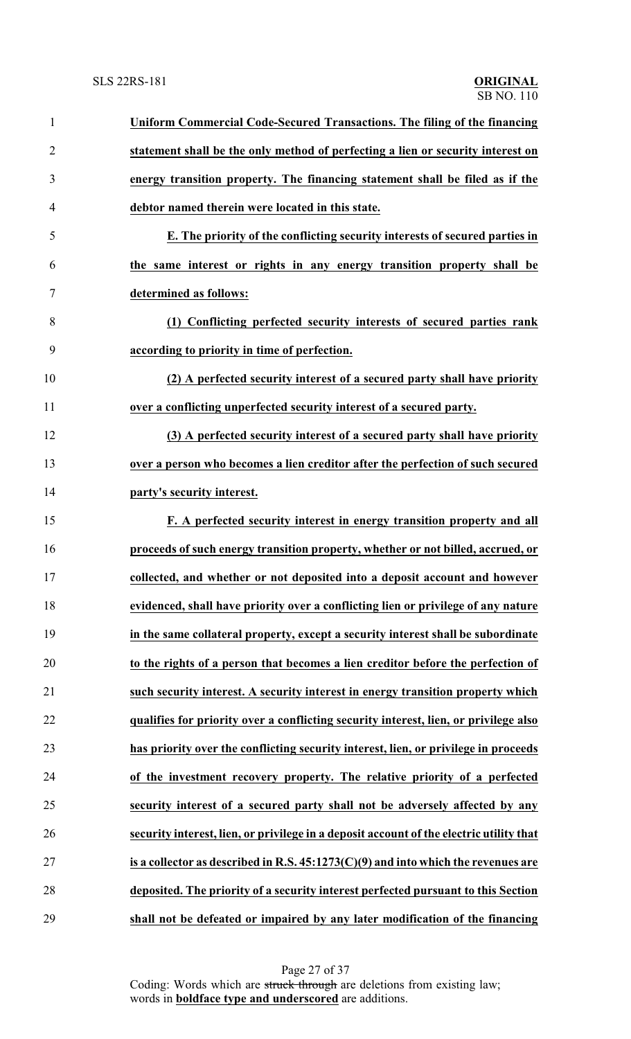**Uniform Commercial Code-Secured Transactions. The filing of the financing statement shall be the only method of perfecting a lien or security interest on energy transition property. The financing statement shall be filed as if the debtor named therein were located in this state.**

**E. The priority of the conflicting security interests of secured parties in the same interest or rights in any energy transition property shall be determined as follows:**

**(1) Conflicting perfected security interests of secured parties rank according to priority in time of perfection.**

**(2) A perfected security interest of a secured party shall have priority over a conflicting unperfected security interest of a secured party.**

**(3) A perfected security interest of a secured party shall have priority over a person who becomes a lien creditor after the perfection of such secured party's security interest.**

**F. A perfected security interest in energy transition property and all proceeds of such energy transition property, whether or not billed, accrued, or collected, and whether or not deposited into a deposit account and however evidenced, shall have priority over a conflicting lien or privilege of any nature in the same collateral property, except a security interest shall be subordinate to the rights of a person that becomes a lien creditor before the perfection of such security interest. A security interest in energy transition property which qualifies for priority over a conflicting security interest, lien, or privilege also has priority over the conflicting security interest, lien, or privilege in proceeds of the investment recovery property. The relative priority of a perfected security interest of a secured party shall not be adversely affected by any security interest, lien, or privilege in a deposit account of the electric utility that is a collector as described in R.S. 45:1273(C)(9) and into which the revenues are deposited. The priority of a security interest perfected pursuant to this Section shall not be defeated or impaired by any later modification of the financing**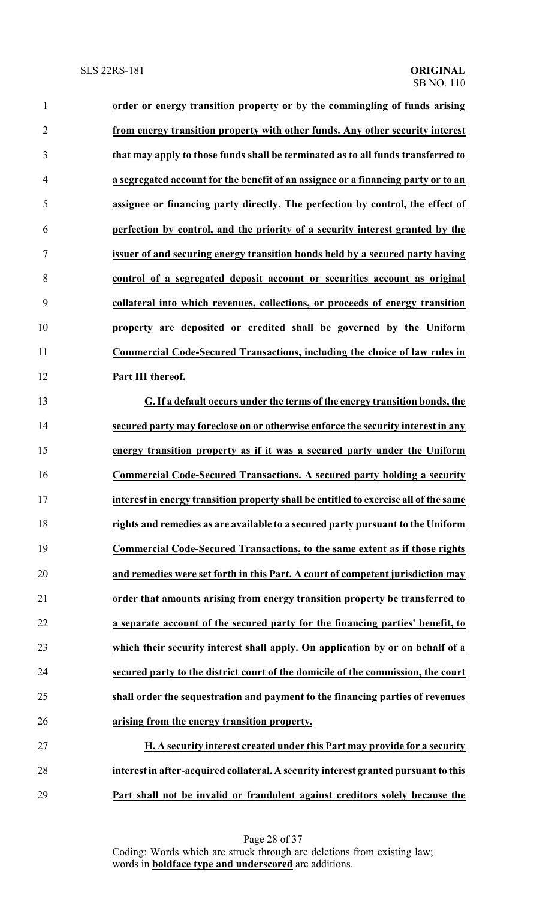**order or energy transition property or by the commingling of funds arising from energy transition property with other funds. Any other security interest that may apply to those funds shall be terminated as to all funds transferred to a segregated account for the benefit of an assignee or a financing party or to an assignee or financing party directly. The perfection by control, the effect of perfection by control, and the priority of a security interest granted by the issuer of and securing energy transition bonds held by a secured party having control of a segregated deposit account or securities account as original collateral into which revenues, collections, or proceeds of energy transition property are deposited or credited shall be governed by the Uniform Commercial Code-Secured Transactions, including the choice of law rules in Part III thereof.**

**G. If a default occurs under the terms of the energy transition bonds, the secured party may foreclose on or otherwise enforce the security interest in any energy transition property as if it was a secured party under the Uniform Commercial Code-Secured Transactions. A secured party holding a security interest in energy transition property shall be entitled to exercise all of the same rights and remedies as are available to a secured party pursuant to the Uniform Commercial Code-Secured Transactions, to the same extent as if those rights and remedies were set forth in this Part. A court of competent jurisdiction may order that amounts arising from energy transition property be transferred to a separate account of the secured party for the financing parties' benefit, to which their security interest shall apply. On application by or on behalf of a secured party to the district court of the domicile of the commission, the court shall order the sequestration and payment to the financing parties of revenues arising from the energy transition property.**

**H. A security interest created under this Part may provide for a security interest in after-acquired collateral. A security interest granted pursuant to this Part shall not be invalid or fraudulent against creditors solely because the**

Coding: Words which are ~~struck through~~ are deletions from existing law; words in **boldface type and underscored** are additions.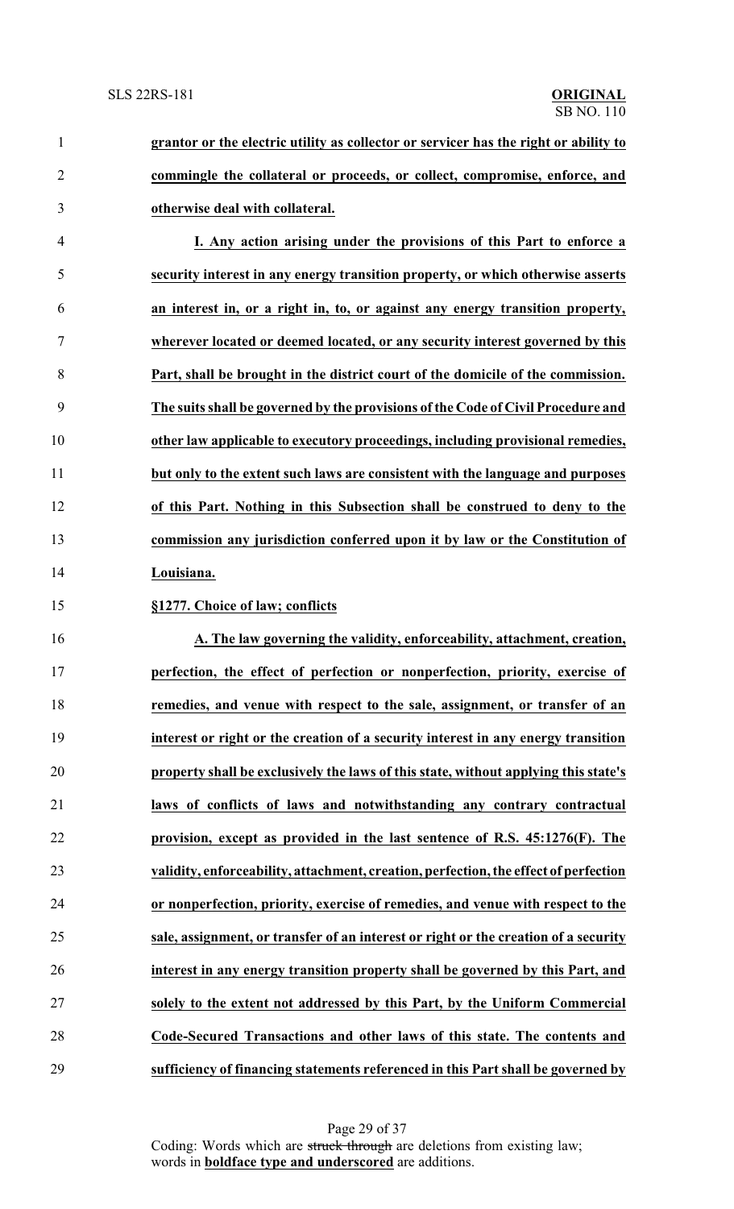**grantor or the electric utility as collector or servicer has the right or ability to commingle the collateral or proceeds, or collect, compromise, enforce, and otherwise deal with collateral.**

**I. Any action arising under the provisions of this Part to enforce a security interest in any energy transition property, or which otherwise asserts an interest in, or a right in, to, or against any energy transition property, wherever located or deemed located, or any security interest governed by this Part, shall be brought in the district court of the domicile of the commission. The suits shall be governed by the provisions of the Code of Civil Procedure and other law applicable to executory proceedings, including provisional remedies, but only to the extent such laws are consistent with the language and purposes of this Part. Nothing in this Subsection shall be construed to deny to the commission any jurisdiction conferred upon it by law or the Constitution of Louisiana.**

**§1277. Choice of law; conflicts**

**A. The law governing the validity, enforceability, attachment, creation, perfection, the effect of perfection or nonperfection, priority, exercise of remedies, and venue with respect to the sale, assignment, or transfer of an interest or right or the creation of a security interest in any energy transition property shall be exclusively the laws of this state, without applying this state's laws of conflicts of laws and notwithstanding any contrary contractual provision, except as provided in the last sentence of R.S. 45:1276(F). The validity, enforceability, attachment, creation, perfection, the effect of perfection or nonperfection, priority, exercise of remedies, and venue with respect to the sale, assignment, or transfer of an interest or right or the creation of a security interest in any energy transition property shall be governed by this Part, and solely to the extent not addressed by this Part, by the Uniform Commercial Code-Secured Transactions and other laws of this state. The contents and sufficiency of financing statements referenced in this Part shall be governed by**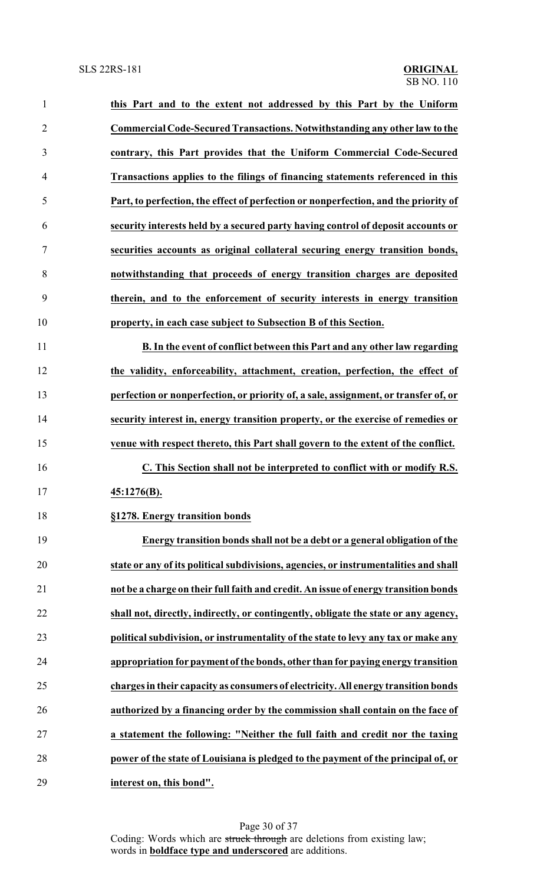**this Part and to the extent not addressed by this Part by the Uniform Commercial Code-Secured Transactions. Notwithstanding any other law to the contrary, this Part provides that the Uniform Commercial Code-Secured Transactions applies to the filings of financing statements referenced in this Part, to perfection, the effect of perfection or nonperfection, and the priority of security interests held by a secured party having control of deposit accounts or securities accounts as original collateral securing energy transition bonds, notwithstanding that proceeds of energy transition charges are deposited therein, and to the enforcement of security interests in energy transition property, in each case subject to Subsection B of this Section.**

**B. In the event of conflict between this Part and any other law regarding the validity, enforceability, attachment, creation, perfection, the effect of perfection or nonperfection, or priority of, a sale, assignment, or transfer of, or security interest in, energy transition property, or the exercise of remedies or venue with respect thereto, this Part shall govern to the extent of the conflict.**

**C. This Section shall not be interpreted to conflict with or modify R.S. 45:1276(B).**

**§1278. Energy transition bonds**

**Energy transition bonds shall not be a debt or a general obligation of the state or any of its political subdivisions, agencies, or instrumentalities and shall not be a charge on their full faith and credit. An issue of energy transition bonds shall not, directly, indirectly, or contingently, obligate the state or any agency, political subdivision, or instrumentality of the state to levy any tax or make any appropriation for payment of the bonds, other than for paying energy transition charges in their capacity as consumers of electricity. All energy transition bonds authorized by a financing order by the commission shall contain on the face of a statement the following: "Neither the full faith and credit nor the taxing power of the state of Louisiana is pledged to the payment of the principal of, or interest on, this bond".**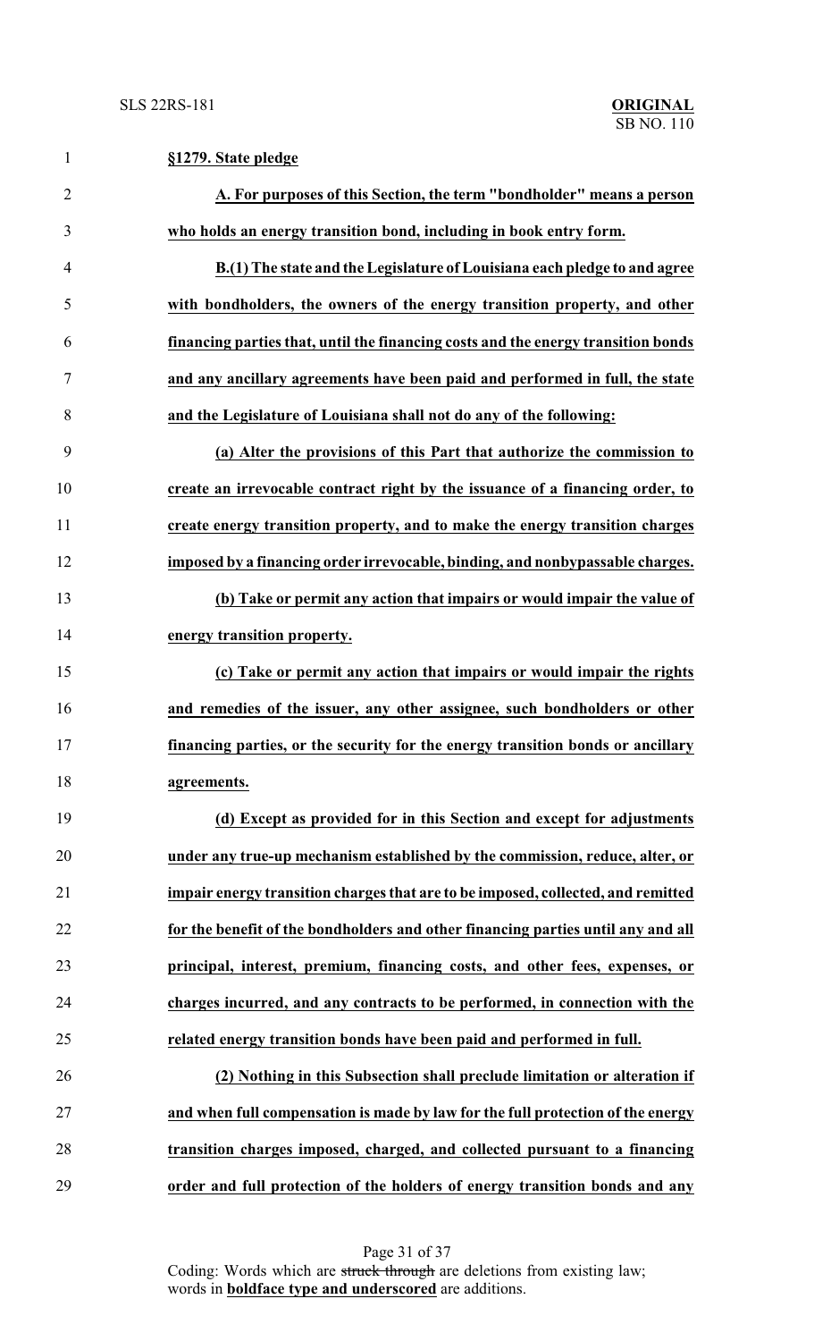**§1279. State pledge**

**A. For purposes of this Section, the term "bondholder" means a person who holds an energy transition bond, including in book entry form.**

**B.(1) The state and the Legislature of Louisiana each pledge to and agree with bondholders, the owners of the energy transition property, and other financing parties that, until the financing costs and the energy transition bonds and any ancillary agreements have been paid and performed in full, the state and the Legislature of Louisiana shall not do any of the following:**

**(a) Alter the provisions of this Part that authorize the commission to create an irrevocable contract right by the issuance of a financing order, to create energy transition property, and to make the energy transition charges imposed by a financing order irrevocable, binding, and nonbypassable charges.**

**(b) Take or permit any action that impairs or would impair the value of energy transition property.**

**(c) Take or permit any action that impairs or would impair the rights and remedies of the issuer, any other assignee, such bondholders or other financing parties, or the security for the energy transition bonds or ancillary agreements.**

**(d) Except as provided for in this Section and except for adjustments under any true-up mechanism established by the commission, reduce, alter, or impair energy transition charges that are to be imposed, collected, and remitted for the benefit of the bondholders and other financing parties until any and all principal, interest, premium, financing costs, and other fees, expenses, or charges incurred, and any contracts to be performed, in connection with the related energy transition bonds have been paid and performed in full.**

**(2) Nothing in this Subsection shall preclude limitation or alteration if and when full compensation is made by law for the full protection of the energy transition charges imposed, charged, and collected pursuant to a financing order and full protection of the holders of energy transition bonds and any**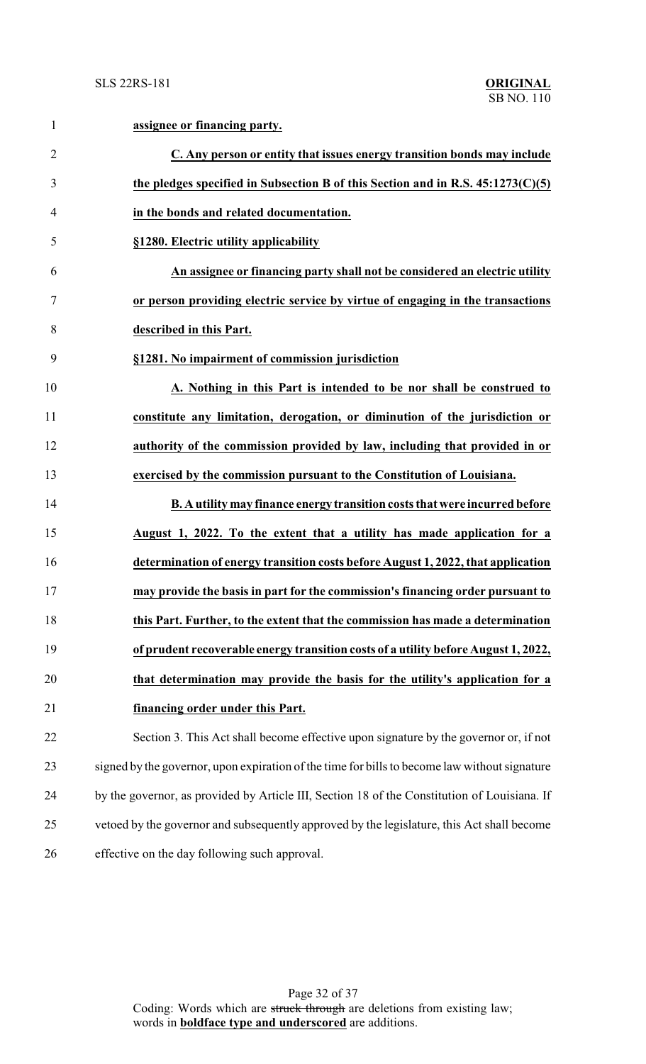**assignee or financing party.**

**C. Any person or entity that issues energy transition bonds may include the pledges specified in Subsection B of this Section and in R.S. 45:1273(C)(5) in the bonds and related documentation.**

**§1280. Electric utility applicability**

**An assignee or financing party shall not be considered an electric utility or person providing electric service by virtue of engaging in the transactions described in this Part.**

**§1281. No impairment of commission jurisdiction**

**A. Nothing in this Part is intended to be nor shall be construed to constitute any limitation, derogation, or diminution of the jurisdiction or authority of the commission provided by law, including that provided in or exercised by the commission pursuant to the Constitution of Louisiana.**

**B. A utility may finance energy transition costs that were incurred before August 1, 2022. To the extent that a utility has made application for a determination of energy transition costs before August 1, 2022, that application may provide the basis in part for the commission's financing order pursuant to this Part. Further, to the extent that the commission has made a determination of prudent recoverable energy transition costs of a utility before August 1, 2022, that determination may provide the basis for the utility's application for a financing order under this Part.**

Section 3. This Act shall become effective upon signature by the governor or, if not signed by the governor, upon expiration of the time for bills to become law without signature by the governor, as provided by Article III, Section 18 of the Constitution of Louisiana. If vetoed by the governor and subsequently approved by the legislature, this Act shall become effective on the day following such approval.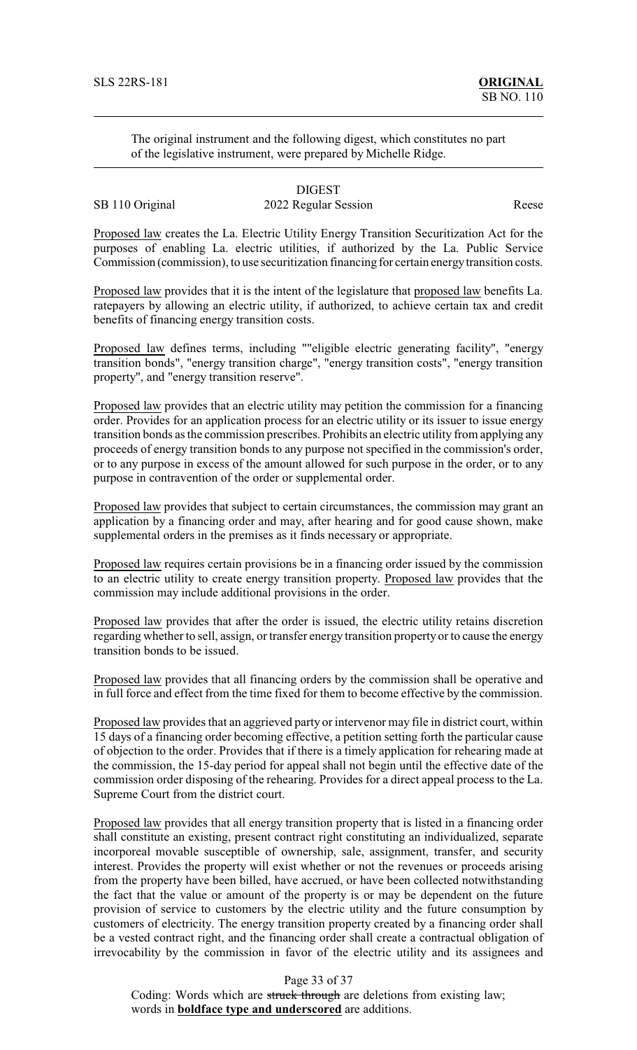SLS 22RS-181 **ORIGINAL**
SB NO. 110

The original instrument and the following digest, which constitutes no part of the legislative instrument, were prepared by Michelle Ridge.

DIGEST

SB 110 Original 2022 Regular Session Reese

Proposed law creates the La. Electric Utility Energy Transition Securitization Act for the purposes of enabling La. electric utilities, if authorized by the La. Public Service Commission (commission), to use securitization financing for certain energy transition costs.

Proposed law provides that it is the intent of the legislature that proposed law benefits La. ratepayers by allowing an electric utility, if authorized, to achieve certain tax and credit benefits of financing energy transition costs.

Proposed law defines terms, including ""eligible electric generating facility", "energy transition bonds", "energy transition charge", "energy transition costs", "energy transition property", and "energy transition reserve".

Proposed law provides that an electric utility may petition the commission for a financing order. Provides for an application process for an electric utility or its issuer to issue energy transition bonds as the commission prescribes. Prohibits an electric utility from applying any proceeds of energy transition bonds to any purpose not specified in the commission's order, or to any purpose in excess of the amount allowed for such purpose in the order, or to any purpose in contravention of the order or supplemental order.

Proposed law provides that subject to certain circumstances, the commission may grant an application by a financing order and may, after hearing and for good cause shown, make supplemental orders in the premises as it finds necessary or appropriate.

Proposed law requires certain provisions be in a financing order issued by the commission to an electric utility to create energy transition property. Proposed law provides that the commission may include additional provisions in the order.

Proposed law provides that after the order is issued, the electric utility retains discretion regarding whether to sell, assign, or transfer energy transition property or to cause the energy transition bonds to be issued.

Proposed law provides that all financing orders by the commission shall be operative and in full force and effect from the time fixed for them to become effective by the commission.

Proposed law provides that an aggrieved party or intervenor may file in district court, within 15 days of a financing order becoming effective, a petition setting forth the particular cause of objection to the order. Provides that if there is a timely application for rehearing made at the commission, the 15-day period for appeal shall not begin until the effective date of the commission order disposing of the rehearing. Provides for a direct appeal process to the La. Supreme Court from the district court.

Proposed law provides that all energy transition property that is listed in a financing order shall constitute an existing, present contract right constituting an individualized, separate incorporeal movable susceptible of ownership, sale, assignment, transfer, and security interest. Provides the property will exist whether or not the revenues or proceeds arising from the property have been billed, have accrued, or have been collected notwithstanding the fact that the value or amount of the property is or may be dependent on the future provision of service to customers by the electric utility and the future consumption by customers of electricity. The energy transition property created by a financing order shall be a vested contract right, and the financing order shall create a contractual obligation of irrevocability by the commission in favor of the electric utility and its assignees and

Coding: Words which are ~~struck through~~ are deletions from existing law; words in **boldface type and underscored** are additions.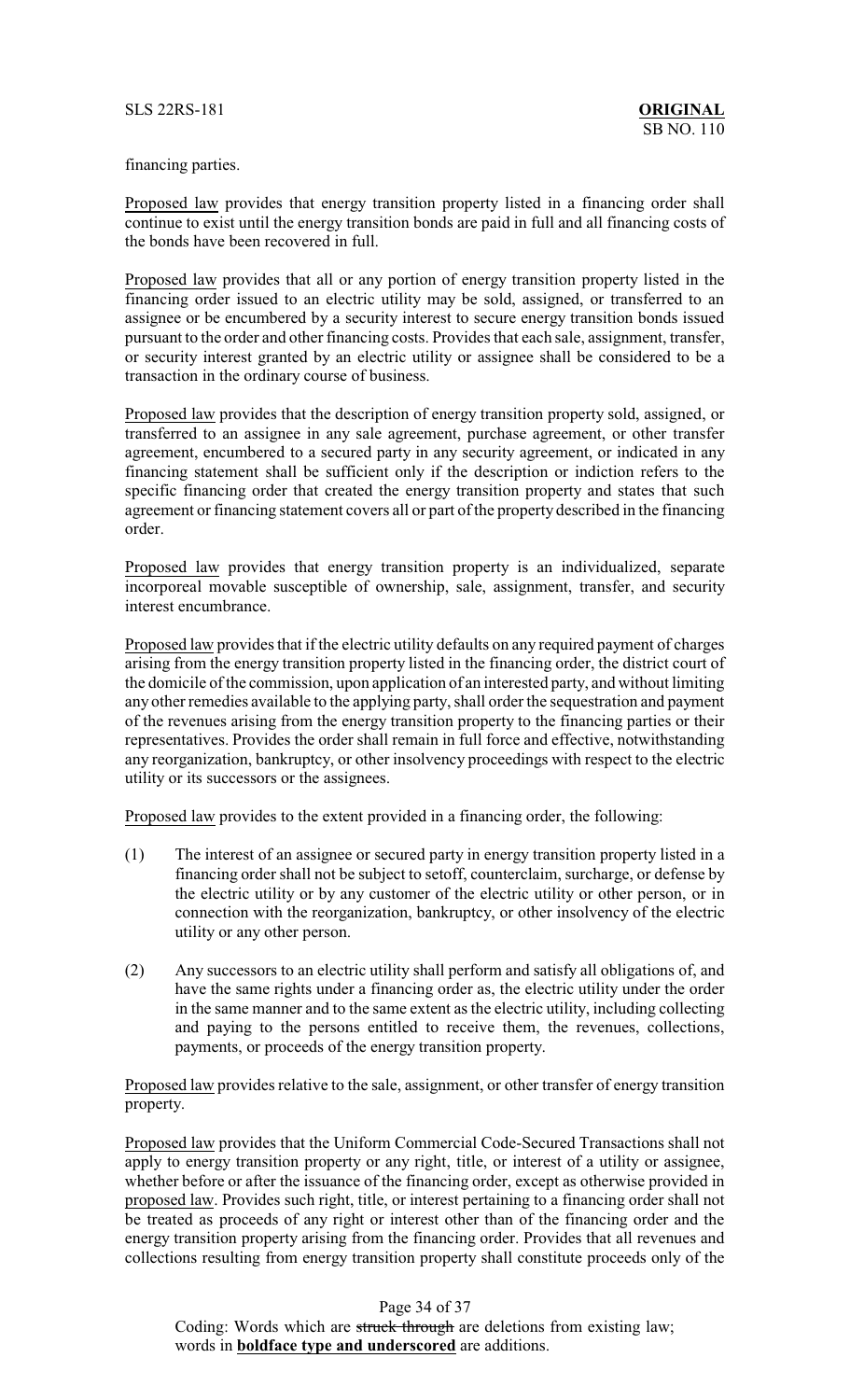financing parties.

Proposed law provides that energy transition property listed in a financing order shall continue to exist until the energy transition bonds are paid in full and all financing costs of the bonds have been recovered in full.

Proposed law provides that all or any portion of energy transition property listed in the financing order issued to an electric utility may be sold, assigned, or transferred to an assignee or be encumbered by a security interest to secure energy transition bonds issued pursuant to the order and other financing costs. Provides that each sale, assignment, transfer, or security interest granted by an electric utility or assignee shall be considered to be a transaction in the ordinary course of business.

Proposed law provides that the description of energy transition property sold, assigned, or transferred to an assignee in any sale agreement, purchase agreement, or other transfer agreement, encumbered to a secured party in any security agreement, or indicated in any financing statement shall be sufficient only if the description or indiction refers to the specific financing order that created the energy transition property and states that such agreement or financing statement covers all or part of the property described in the financing order.

Proposed law provides that energy transition property is an individualized, separate incorporeal movable susceptible of ownership, sale, assignment, transfer, and security interest encumbrance.

Proposed law provides that if the electric utility defaults on any required payment of charges arising from the energy transition property listed in the financing order, the district court of the domicile of the commission, upon application of an interested party, and without limiting any other remedies available to the applying party, shall order the sequestration and payment of the revenues arising from the energy transition property to the financing parties or their representatives. Provides the order shall remain in full force and effective, notwithstanding any reorganization, bankruptcy, or other insolvency proceedings with respect to the electric utility or its successors or the assignees.

Proposed law provides to the extent provided in a financing order, the following:

(1) The interest of an assignee or secured party in energy transition property listed in a financing order shall not be subject to setoff, counterclaim, surcharge, or defense by the electric utility or by any customer of the electric utility or other person, or in connection with the reorganization, bankruptcy, or other insolvency of the electric utility or any other person.

(2) Any successors to an electric utility shall perform and satisfy all obligations of, and have the same rights under a financing order as, the electric utility under the order in the same manner and to the same extent as the electric utility, including collecting and paying to the persons entitled to receive them, the revenues, collections, payments, or proceeds of the energy transition property.

Proposed law provides relative to the sale, assignment, or other transfer of energy transition property.

Proposed law provides that the Uniform Commercial Code-Secured Transactions shall not apply to energy transition property or any right, title, or interest of a utility or assignee, whether before or after the issuance of the financing order, except as otherwise provided in proposed law. Provides such right, title, or interest pertaining to a financing order shall not be treated as proceeds of any right or interest other than of the financing order and the energy transition property arising from the financing order. Provides that all revenues and collections resulting from energy transition property shall constitute proceeds only of the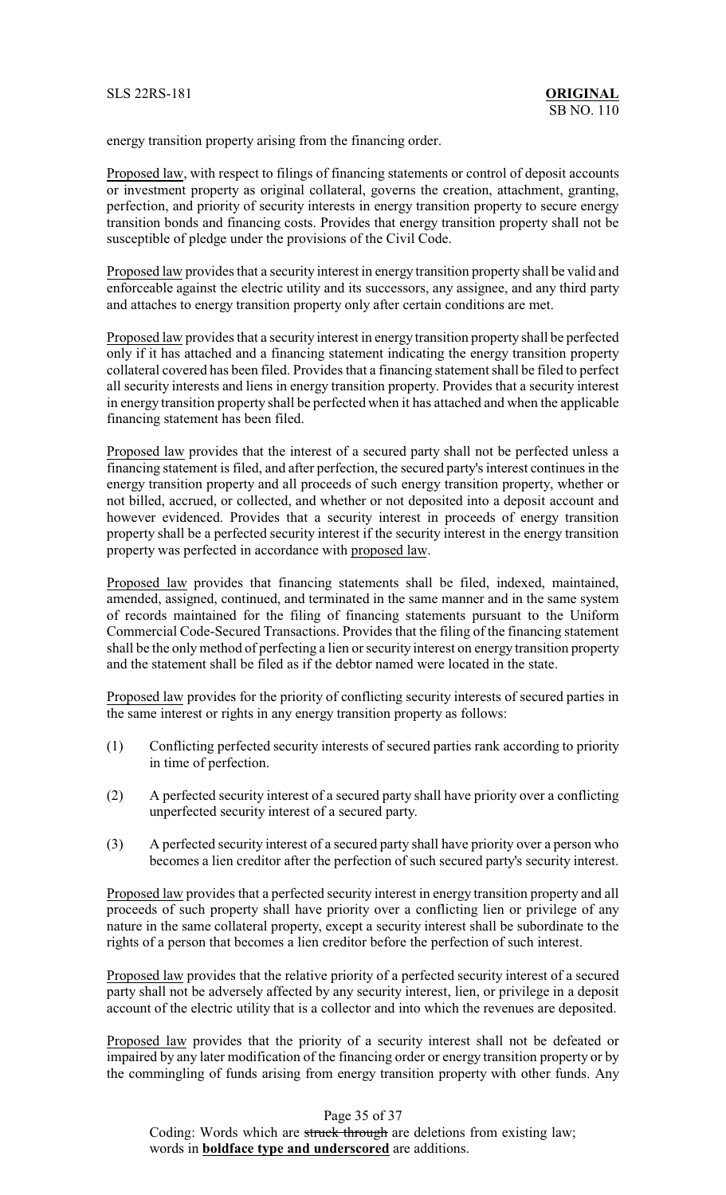energy transition property arising from the financing order.

Proposed law, with respect to filings of financing statements or control of deposit accounts or investment property as original collateral, governs the creation, attachment, granting, perfection, and priority of security interests in energy transition property to secure energy transition bonds and financing costs. Provides that energy transition property shall not be susceptible of pledge under the provisions of the Civil Code.

Proposed law provides that a security interest in energy transition property shall be valid and enforceable against the electric utility and its successors, any assignee, and any third party and attaches to energy transition property only after certain conditions are met.

Proposed law provides that a security interest in energy transition property shall be perfected only if it has attached and a financing statement indicating the energy transition property collateral covered has been filed. Provides that a financing statement shall be filed to perfect all security interests and liens in energy transition property. Provides that a security interest in energy transition property shall be perfected when it has attached and when the applicable financing statement has been filed.

Proposed law provides that the interest of a secured party shall not be perfected unless a financing statement is filed, and after perfection, the secured party's interest continues in the energy transition property and all proceeds of such energy transition property, whether or not billed, accrued, or collected, and whether or not deposited into a deposit account and however evidenced. Provides that a security interest in proceeds of energy transition property shall be a perfected security interest if the security interest in the energy transition property was perfected in accordance with proposed law.

Proposed law provides that financing statements shall be filed, indexed, maintained, amended, assigned, continued, and terminated in the same manner and in the same system of records maintained for the filing of financing statements pursuant to the Uniform Commercial Code-Secured Transactions. Provides that the filing of the financing statement shall be the only method of perfecting a lien or security interest on energy transition property and the statement shall be filed as if the debtor named were located in the state.

Proposed law provides for the priority of conflicting security interests of secured parties in the same interest or rights in any energy transition property as follows:

(1) Conflicting perfected security interests of secured parties rank according to priority in time of perfection.

(2) A perfected security interest of a secured party shall have priority over a conflicting unperfected security interest of a secured party.

(3) A perfected security interest of a secured party shall have priority over a person who becomes a lien creditor after the perfection of such secured party's security interest.

Proposed law provides that a perfected security interest in energy transition property and all proceeds of such property shall have priority over a conflicting lien or privilege of any nature in the same collateral property, except a security interest shall be subordinate to the rights of a person that becomes a lien creditor before the perfection of such interest.

Proposed law provides that the relative priority of a perfected security interest of a secured party shall not be adversely affected by any security interest, lien, or privilege in a deposit account of the electric utility that is a collector and into which the revenues are deposited.

Proposed law provides that the priority of a security interest shall not be defeated or impaired by any later modification of the financing order or energy transition property or by the commingling of funds arising from energy transition property with other funds. Any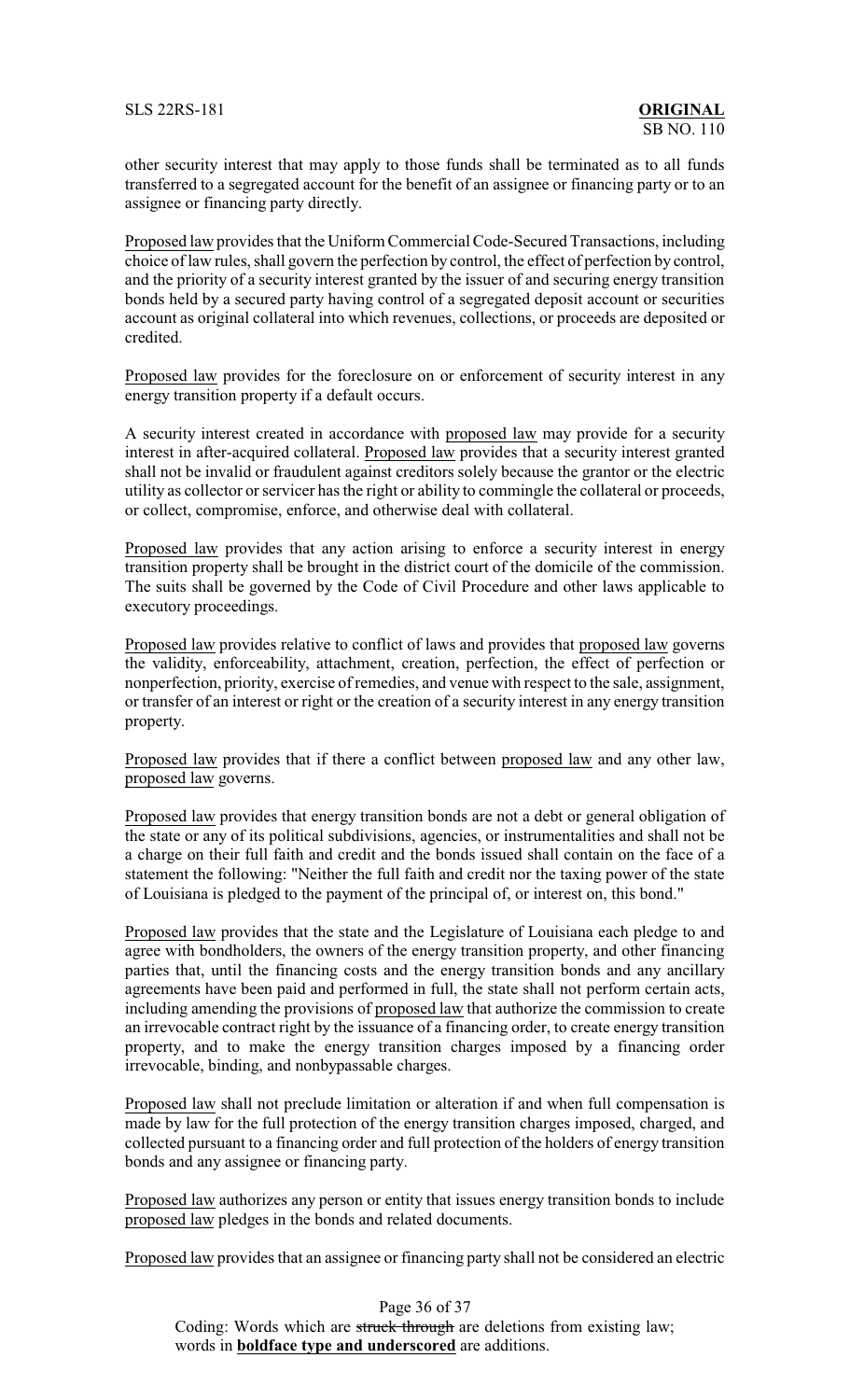other security interest that may apply to those funds shall be terminated as to all funds transferred to a segregated account for the benefit of an assignee or financing party or to an assignee or financing party directly.

Proposed law provides that the Uniform Commercial Code-Secured Transactions, including choice of law rules, shall govern the perfection by control, the effect of perfection by control, and the priority of a security interest granted by the issuer of and securing energy transition bonds held by a secured party having control of a segregated deposit account or securities account as original collateral into which revenues, collections, or proceeds are deposited or credited.

Proposed law provides for the foreclosure on or enforcement of security interest in any energy transition property if a default occurs.

A security interest created in accordance with proposed law may provide for a security interest in after-acquired collateral. Proposed law provides that a security interest granted shall not be invalid or fraudulent against creditors solely because the grantor or the electric utility as collector or servicer has the right or ability to commingle the collateral or proceeds, or collect, compromise, enforce, and otherwise deal with collateral.

Proposed law provides that any action arising to enforce a security interest in energy transition property shall be brought in the district court of the domicile of the commission. The suits shall be governed by the Code of Civil Procedure and other laws applicable to executory proceedings.

Proposed law provides relative to conflict of laws and provides that proposed law governs the validity, enforceability, attachment, creation, perfection, the effect of perfection or nonperfection, priority, exercise of remedies, and venue with respect to the sale, assignment, or transfer of an interest or right or the creation of a security interest in any energy transition property.

Proposed law provides that if there a conflict between proposed law and any other law, proposed law governs.

Proposed law provides that energy transition bonds are not a debt or general obligation of the state or any of its political subdivisions, agencies, or instrumentalities and shall not be a charge on their full faith and credit and the bonds issued shall contain on the face of a statement the following: "Neither the full faith and credit nor the taxing power of the state of Louisiana is pledged to the payment of the principal of, or interest on, this bond."

Proposed law provides that the state and the Legislature of Louisiana each pledge to and agree with bondholders, the owners of the energy transition property, and other financing parties that, until the financing costs and the energy transition bonds and any ancillary agreements have been paid and performed in full, the state shall not perform certain acts, including amending the provisions of proposed law that authorize the commission to create an irrevocable contract right by the issuance of a financing order, to create energy transition property, and to make the energy transition charges imposed by a financing order irrevocable, binding, and nonbypassable charges.

Proposed law shall not preclude limitation or alteration if and when full compensation is made by law for the full protection of the energy transition charges imposed, charged, and collected pursuant to a financing order and full protection of the holders of energy transition bonds and any assignee or financing party.

Proposed law authorizes any person or entity that issues energy transition bonds to include proposed law pledges in the bonds and related documents.

Proposed law provides that an assignee or financing party shall not be considered an electric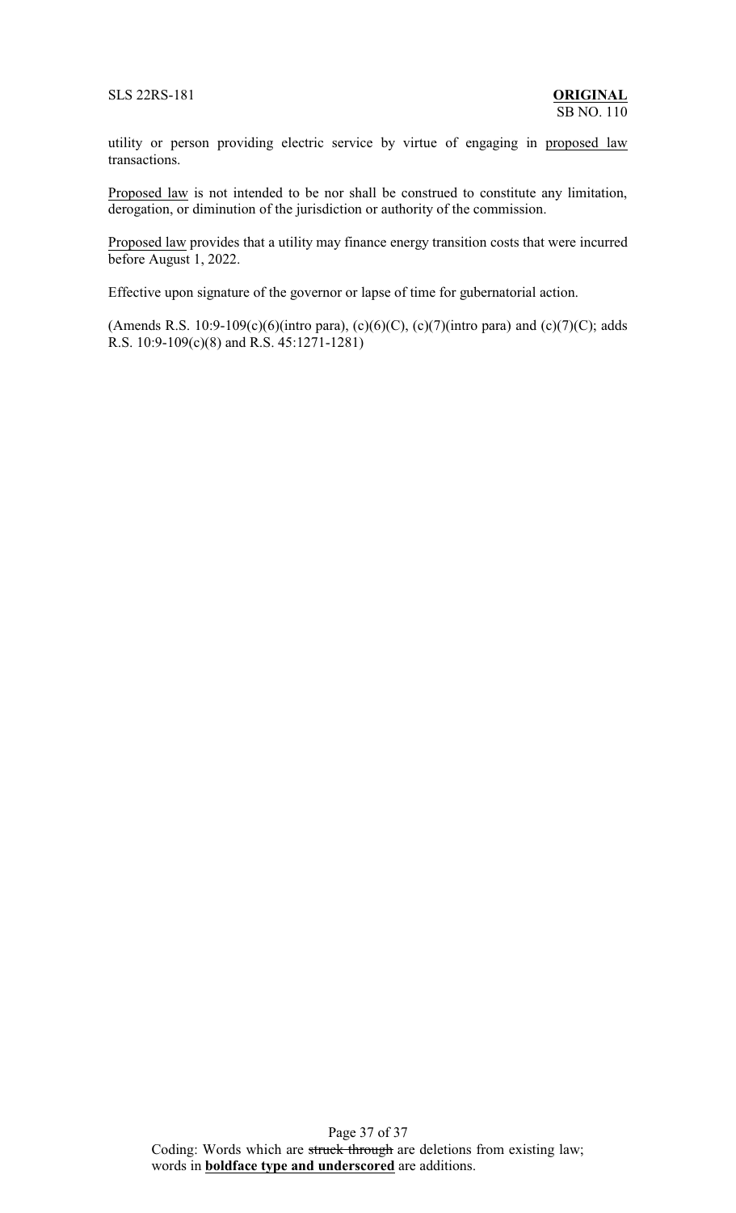utility or person providing electric service by virtue of engaging in proposed law transactions.

Proposed law is not intended to be nor shall be construed to constitute any limitation, derogation, or diminution of the jurisdiction or authority of the commission.

Proposed law provides that a utility may finance energy transition costs that were incurred before August 1, 2022.

Effective upon signature of the governor or lapse of time for gubernatorial action.

(Amends R.S. 10:9-109(c)(6)(intro para), (c)(6)(C), (c)(7)(intro para) and (c)(7)(C); adds R.S. 10:9-109(c)(8) and R.S. 45:1271-1281)

Coding: Words which are ~~struck through~~ are deletions from existing law; words in **boldface type and underscored** are additions.